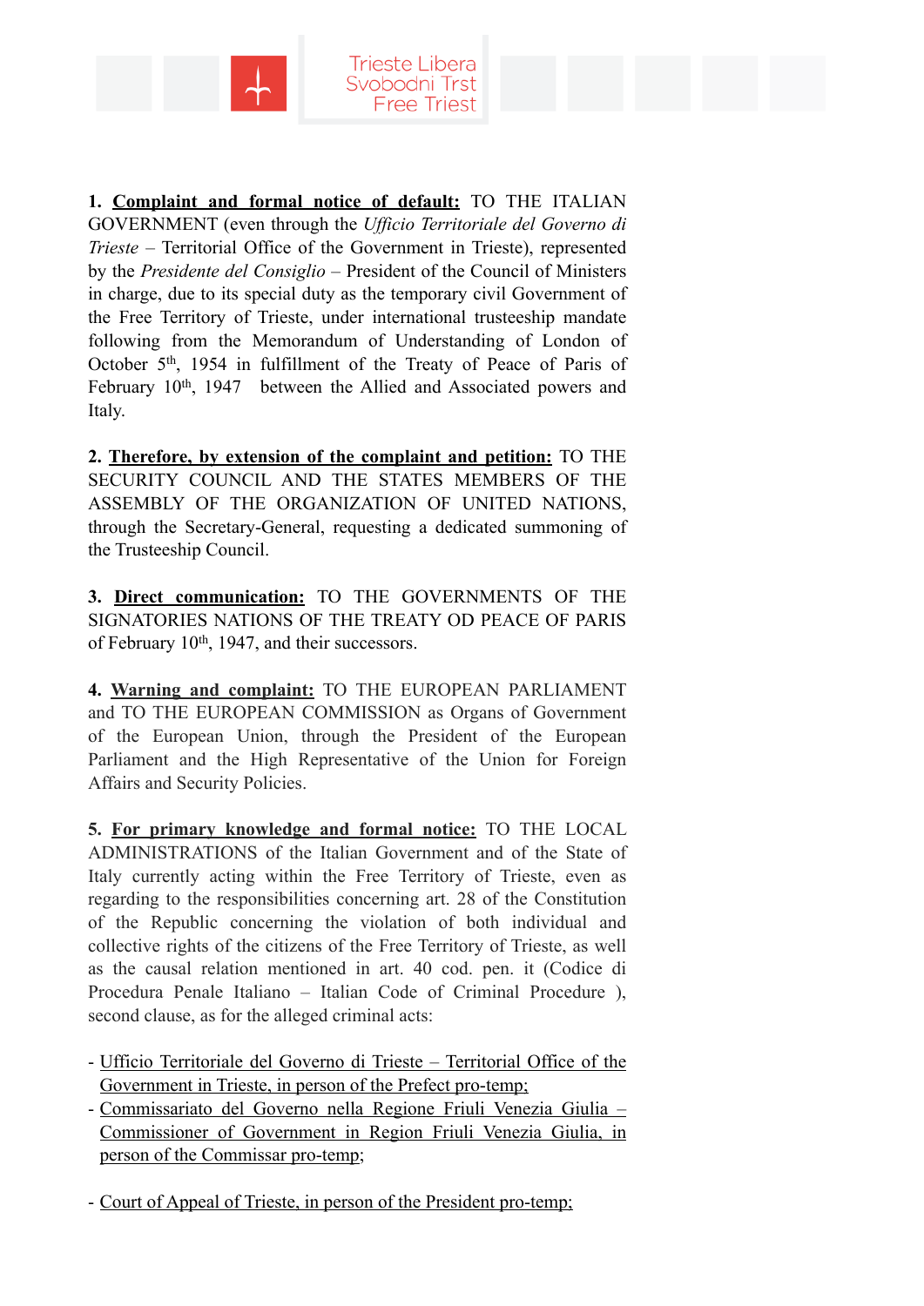Trieste Libera
Svobodni Trst
Free Triest

**1. Complaint and formal notice of default:** TO THE ITALIAN GOVERNMENT (even through the *Ufficio Territoriale del Governo di Trieste* – Territorial Office of the Government in Trieste), represented by the *Presidente del Consiglio* – President of the Council of Ministers in charge, due to its special duty as the temporary civil Government of the Free Territory of Trieste, under international trusteeship mandate following from the Memorandum of Understanding of London of October 5th, 1954 in fulfillment of the Treaty of Peace of Paris of February 10th, 1947 between the Allied and Associated powers and Italy.

**2. Therefore, by extension of the complaint and petition:** TO THE SECURITY COUNCIL AND THE STATES MEMBERS OF THE ASSEMBLY OF THE ORGANIZATION OF UNITED NATIONS, through the Secretary-General, requesting a dedicated summoning of the Trusteeship Council.

**3. Direct communication:** TO THE GOVERNMENTS OF THE SIGNATORIES NATIONS OF THE TREATY OD PEACE OF PARIS of February 10th, 1947, and their successors.

**4. Warning and complaint:** TO THE EUROPEAN PARLIAMENT and TO THE EUROPEAN COMMISSION as Organs of Government of the European Union, through the President of the European Parliament and the High Representative of the Union for Foreign Affairs and Security Policies.

**5. For primary knowledge and formal notice:** TO THE LOCAL ADMINISTRATIONS of the Italian Government and of the State of Italy currently acting within the Free Territory of Trieste, even as regarding to the responsibilities concerning art. 28 of the Constitution of the Republic concerning the violation of both individual and collective rights of the citizens of the Free Territory of Trieste, as well as the causal relation mentioned in art. 40 cod. pen. it (Codice di Procedura Penale Italiano – Italian Code of Criminal Procedure ), second clause, as for the alleged criminal acts:

- Ufficio Territoriale del Governo di Trieste – Territorial Office of the Government in Trieste, in person of the Prefect pro-temp;
- Commissariato del Governo nella Regione Friuli Venezia Giulia – Commissioner of Government in Region Friuli Venezia Giulia, in person of the Commissar pro-temp;

- Court of Appeal of Trieste, in person of the President pro-temp;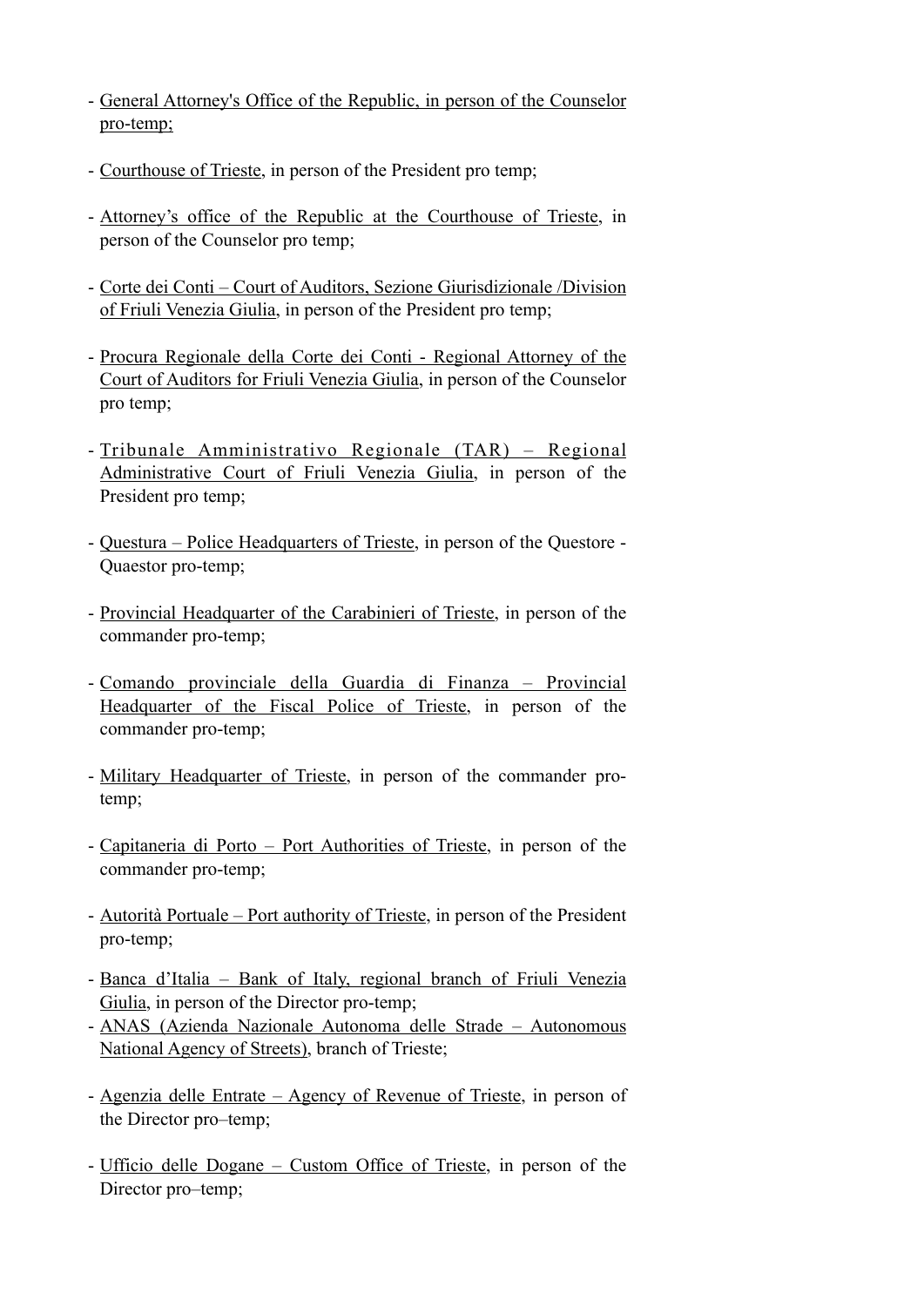- <u>General Attorney's Office of the Republic, in person of the Counselor pro-temp;</u>

- <u>Courthouse of Trieste</u>, in person of the President pro temp;

- <u>Attorney's office of the Republic at the Courthouse of Trieste</u>, in person of the Counselor pro temp;

- <u>Corte dei Conti – Court of Auditors, Sezione Giurisdizionale /Division of Friuli Venezia Giulia</u>, in person of the President pro temp;

- <u>Procura Regionale della Corte dei Conti - Regional Attorney of the Court of Auditors for Friuli Venezia Giulia</u>, in person of the Counselor pro temp;

- <u>Tribunale Amministrativo Regionale (TAR) – Regional Administrative Court of Friuli Venezia Giulia</u>, in person of the President pro temp;

- <u>Questura – Police Headquarters of Trieste</u>, in person of the Questore - Quaestor pro-temp;

- <u>Provincial Headquarter of the Carabinieri of Trieste</u>, in person of the commander pro-temp;

- <u>Comando provinciale della Guardia di Finanza – Provincial Headquarter of the Fiscal Police of Trieste</u>, in person of the commander pro-temp;

- <u>Military Headquarter of Trieste</u>, in person of the commander pro-temp;

- <u>Capitaneria di Porto – Port Authorities of Trieste</u>, in person of the commander pro-temp;

- <u>Autorità Portuale – Port authority of Trieste</u>, in person of the President pro-temp;

- <u>Banca d'Italia – Bank of Italy, regional branch of Friuli Venezia Giulia</u>, in person of the Director pro-temp;
- <u>ANAS (Azienda Nazionale Autonoma delle Strade – Autonomous National Agency of Streets)</u>, branch of Trieste;

- <u>Agenzia delle Entrate – Agency of Revenue of Trieste</u>, in person of the Director pro–temp;

- <u>Ufficio delle Dogane – Custom Office of Trieste</u>, in person of the Director pro–temp;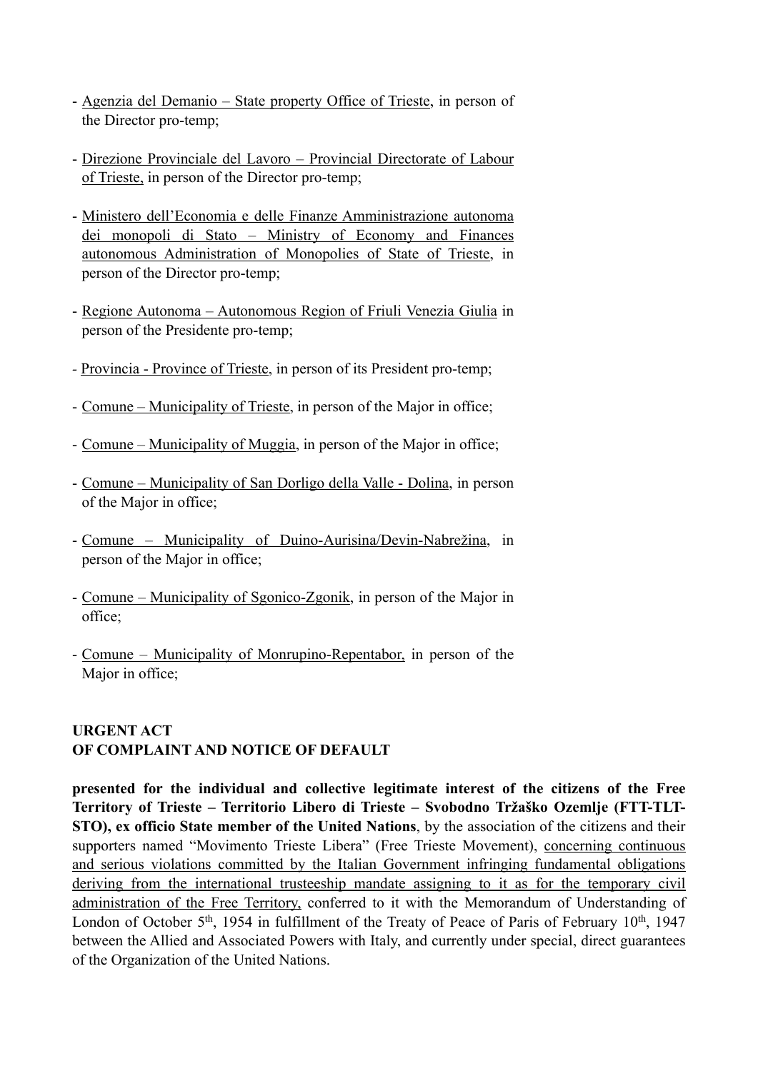- <u>Agenzia del Demanio – State property Office of Trieste</u>, in person of the Director pro-temp;

- <u>Direzione Provinciale del Lavoro – Provincial Directorate of Labour of Trieste,</u> in person of the Director pro-temp;

- <u>Ministero dell'Economia e delle Finanze Amministrazione autonoma dei monopoli di Stato – Ministry of Economy and Finances autonomous Administration of Monopolies of State of Trieste</u>, in person of the Director pro-temp;

- <u>Regione Autonoma – Autonomous Region of Friuli Venezia Giulia</u> in person of the Presidente pro-temp;

- <u>Provincia - Province of Trieste</u>, in person of its President pro-temp;

- <u>Comune – Municipality of Trieste</u>, in person of the Major in office;

- <u>Comune – Municipality of Muggia</u>, in person of the Major in office;

- <u>Comune – Municipality of San Dorligo della Valle - Dolina</u>, in person of the Major in office;

- <u>Comune – Municipality of Duino-Aurisina/Devin-Nabrežina</u>, in person of the Major in office;

- <u>Comune – Municipality of Sgonico-Zgonik</u>, in person of the Major in office;

- <u>Comune – Municipality of Monrupino-Repentabor,</u> in person of the Major in office;

**URGENT ACT**
**OF COMPLAINT AND NOTICE OF DEFAULT**

**presented for the individual and collective legitimate interest of the citizens of the Free Territory of Trieste – Territorio Libero di Trieste – Svobodno Tržaško Ozemlje (FTT-TLT-STO), ex officio State member of the United Nations**, by the association of the citizens and their supporters named "Movimento Trieste Libera" (Free Trieste Movement), <u>concerning continuous and serious violations committed by the Italian Government infringing fundamental obligations deriving from the international trusteeship mandate assigning to it as for the temporary civil administration of the Free Territory,</u> conferred to it with the Memorandum of Understanding of London of October 5th, 1954 in fulfillment of the Treaty of Peace of Paris of February 10th, 1947 between the Allied and Associated Powers with Italy, and currently under special, direct guarantees of the Organization of the United Nations.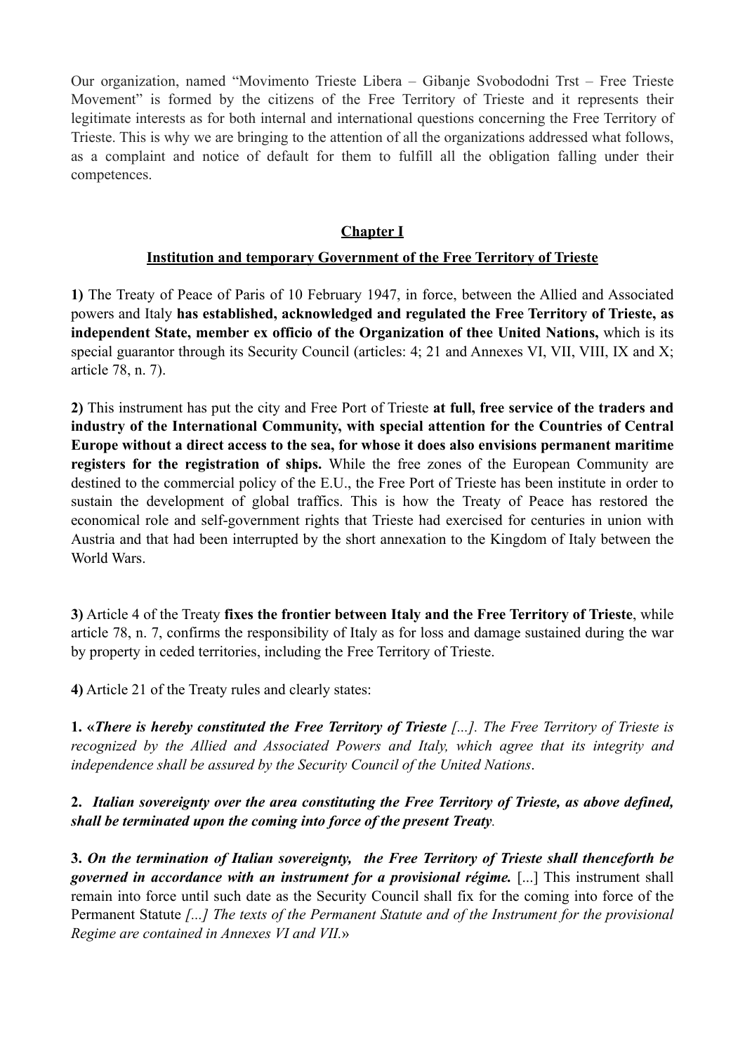Our organization, named "Movimento Trieste Libera – Gibanje Svobododni Trst – Free Trieste Movement" is formed by the citizens of the Free Territory of Trieste and it represents their legitimate interests as for both internal and international questions concerning the Free Territory of Trieste. This is why we are bringing to the attention of all the organizations addressed what follows, as a complaint and notice of default for them to fulfill all the obligation falling under their competences.

## Chapter I

### Institution and temporary Government of the Free Territory of Trieste

**1)** The Treaty of Peace of Paris of 10 February 1947, in force, between the Allied and Associated powers and Italy **has established, acknowledged and regulated the Free Territory of Trieste, as independent State, member ex officio of the Organization of thee United Nations,** which is its special guarantor through its Security Council (articles: 4; 21 and Annexes VI, VII, VIII, IX and X; article 78, n. 7).

**2)** This instrument has put the city and Free Port of Trieste **at full, free service of the traders and industry of the International Community, with special attention for the Countries of Central Europe without a direct access to the sea, for whose it does also envisions permanent maritime registers for the registration of ships.** While the free zones of the European Community are destined to the commercial policy of the E.U., the Free Port of Trieste has been institute in order to sustain the development of global traffics. This is how the Treaty of Peace has restored the economical role and self-government rights that Trieste had exercised for centuries in union with Austria and that had been interrupted by the short annexation to the Kingdom of Italy between the World Wars.

**3)** Article 4 of the Treaty **fixes the frontier between Italy and the Free Territory of Trieste**, while article 78, n. 7, confirms the responsibility of Italy as for loss and damage sustained during the war by property in ceded territories, including the Free Territory of Trieste.

**4)** Article 21 of the Treaty rules and clearly states:

**1. «*There is hereby constituted the Free Territory of Trieste*** *[...]. The Free Territory of Trieste is recognized by the Allied and Associated Powers and Italy, which agree that its integrity and independence shall be assured by the Security Council of the United Nations*.

**2.** ***Italian sovereignty over the area constituting the Free Territory of Trieste, as above defined, shall be terminated upon the coming into force of the present Treaty****.*

**3.** ***On the termination of Italian sovereignty, the Free Territory of Trieste shall thenceforth be governed in accordance with an instrument for a provisional régime.*** [...] This instrument shall remain into force until such date as the Security Council shall fix for the coming into force of the Permanent Statute *[...] The texts of the Permanent Statute and of the Instrument for the provisional Regime are contained in Annexes VI and VII.*»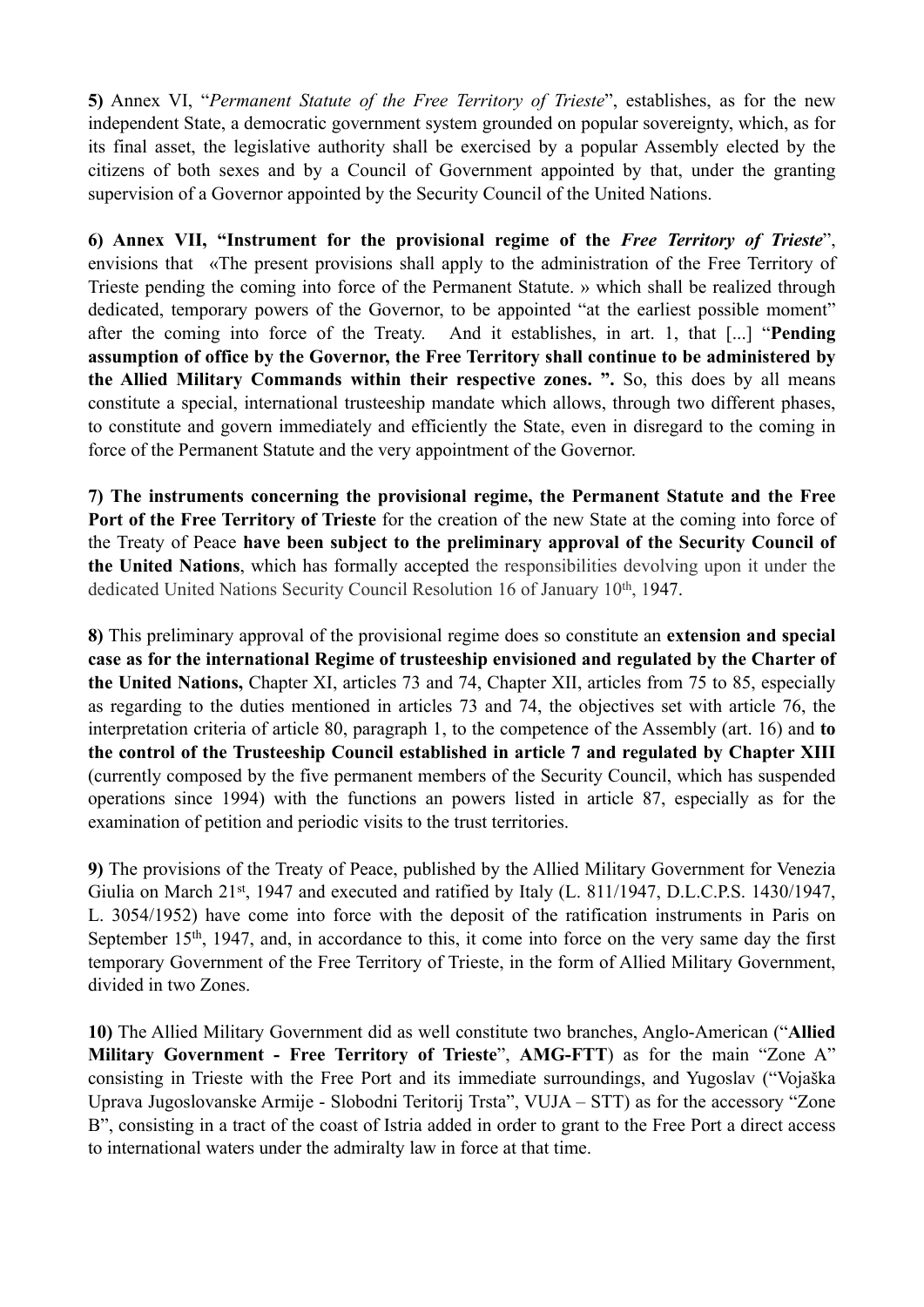**5)** Annex VI, "*Permanent Statute of the Free Territory of Trieste*", establishes, as for the new independent State, a democratic government system grounded on popular sovereignty, which, as for its final asset, the legislative authority shall be exercised by a popular Assembly elected by the citizens of both sexes and by a Council of Government appointed by that, under the granting supervision of a Governor appointed by the Security Council of the United Nations.

**6) Annex VII, "Instrument for the provisional regime of the *Free Territory of Trieste*"**, envisions that «The present provisions shall apply to the administration of the Free Territory of Trieste pending the coming into force of the Permanent Statute. » which shall be realized through dedicated, temporary powers of the Governor, to be appointed "at the earliest possible moment" after the coming into force of the Treaty. And it establishes, in art. 1, that [...] "**Pending assumption of office by the Governor, the Free Territory shall continue to be administered by the Allied Military Commands within their respective zones. ".** So, this does by all means constitute a special, international trusteeship mandate which allows, through two different phases, to constitute and govern immediately and efficiently the State, even in disregard to the coming in force of the Permanent Statute and the very appointment of the Governor.

**7) The instruments concerning the provisional regime, the Permanent Statute and the Free Port of the Free Territory of Trieste** for the creation of the new State at the coming into force of the Treaty of Peace **have been subject to the preliminary approval of the Security Council of the United Nations**, which has formally accepted the responsibilities devolving upon it under the dedicated United Nations Security Council Resolution 16 of January 10th, 1947.

**8)** This preliminary approval of the provisional regime does so constitute an **extension and special case as for the international Regime of trusteeship envisioned and regulated by the Charter of the United Nations,** Chapter XI, articles 73 and 74, Chapter XII, articles from 75 to 85, especially as regarding to the duties mentioned in articles 73 and 74, the objectives set with article 76, the interpretation criteria of article 80, paragraph 1, to the competence of the Assembly (art. 16) and **to the control of the Trusteeship Council established in article 7 and regulated by Chapter XIII** (currently composed by the five permanent members of the Security Council, which has suspended operations since 1994) with the functions an powers listed in article 87, especially as for the examination of petition and periodic visits to the trust territories.

**9)** The provisions of the Treaty of Peace, published by the Allied Military Government for Venezia Giulia on March 21st, 1947 and executed and ratified by Italy (L. 811/1947, D.L.C.P.S. 1430/1947, L. 3054/1952) have come into force with the deposit of the ratification instruments in Paris on September 15th, 1947, and, in accordance to this, it come into force on the very same day the first temporary Government of the Free Territory of Trieste, in the form of Allied Military Government, divided in two Zones.

**10)** The Allied Military Government did as well constitute two branches, Anglo-American ("**Allied Military Government - Free Territory of Trieste**", **AMG-FTT**) as for the main "Zone A" consisting in Trieste with the Free Port and its immediate surroundings, and Yugoslav ("Vojaška Uprava Jugoslovanske Armije - Slobodni Teritorij Trsta", VUJA – STT) as for the accessory "Zone B", consisting in a tract of the coast of Istria added in order to grant to the Free Port a direct access to international waters under the admiralty law in force at that time.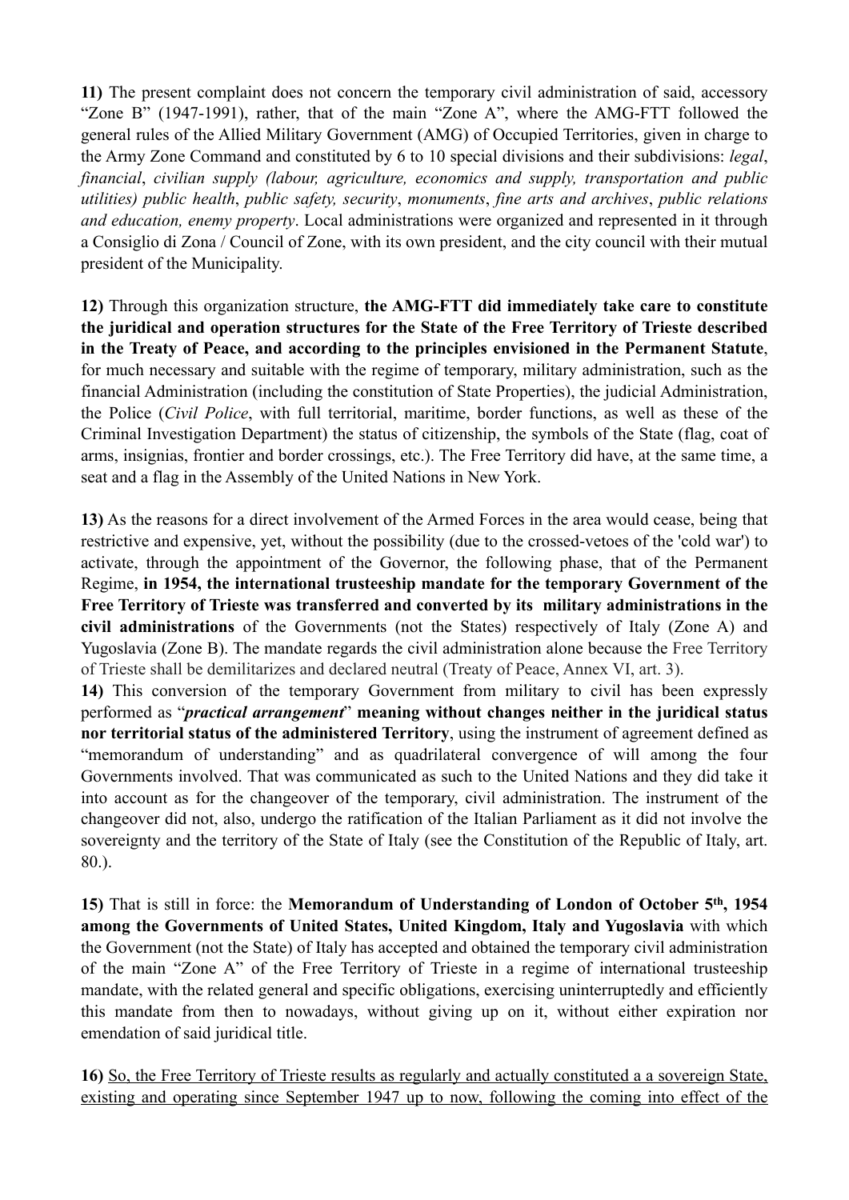**11)** The present complaint does not concern the temporary civil administration of said, accessory "Zone B" (1947-1991), rather, that of the main "Zone A", where the AMG-FTT followed the general rules of the Allied Military Government (AMG) of Occupied Territories, given in charge to the Army Zone Command and constituted by 6 to 10 special divisions and their subdivisions: *legal*, *financial*, *civilian supply (labour, agriculture, economics and supply, transportation and public utilities) public health*, *public safety, security*, *monuments*, *fine arts and archives*, *public relations and education, enemy property*. Local administrations were organized and represented in it through a Consiglio di Zona / Council of Zone, with its own president, and the city council with their mutual president of the Municipality.

**12)** Through this organization structure, **the AMG-FTT did immediately take care to constitute the juridical and operation structures for the State of the Free Territory of Trieste described in the Treaty of Peace, and according to the principles envisioned in the Permanent Statute**, for much necessary and suitable with the regime of temporary, military administration, such as the financial Administration (including the constitution of State Properties), the judicial Administration, the Police (*Civil Police*, with full territorial, maritime, border functions, as well as these of the Criminal Investigation Department) the status of citizenship, the symbols of the State (flag, coat of arms, insignias, frontier and border crossings, etc.). The Free Territory did have, at the same time, a seat and a flag in the Assembly of the United Nations in New York.

**13)** As the reasons for a direct involvement of the Armed Forces in the area would cease, being that restrictive and expensive, yet, without the possibility (due to the crossed-vetoes of the 'cold war') to activate, through the appointment of the Governor, the following phase, that of the Permanent Regime, **in 1954, the international trusteeship mandate for the temporary Government of the Free Territory of Trieste was transferred and converted by its military administrations in the civil administrations** of the Governments (not the States) respectively of Italy (Zone A) and Yugoslavia (Zone B). The mandate regards the civil administration alone because the Free Territory of Trieste shall be demilitarizes and declared neutral (Treaty of Peace, Annex VI, art. 3).

**14)** This conversion of the temporary Government from military to civil has been expressly performed as "***practical arrangement***" **meaning without changes neither in the juridical status nor territorial status of the administered Territory**, using the instrument of agreement defined as "memorandum of understanding" and as quadrilateral convergence of will among the four Governments involved. That was communicated as such to the United Nations and they did take it into account as for the changeover of the temporary, civil administration. The instrument of the changeover did not, also, undergo the ratification of the Italian Parliament as it did not involve the sovereignty and the territory of the State of Italy (see the Constitution of the Republic of Italy, art. 80.).

**15)** That is still in force: the **Memorandum of Understanding of London of October 5th, 1954 among the Governments of United States, United Kingdom, Italy and Yugoslavia** with which the Government (not the State) of Italy has accepted and obtained the temporary civil administration of the main "Zone A" of the Free Territory of Trieste in a regime of international trusteeship mandate, with the related general and specific obligations, exercising uninterruptedly and efficiently this mandate from then to nowadays, without giving up on it, without either expiration nor emendation of said juridical title.

**16)** <u>So, the Free Territory of Trieste results as regularly and actually constituted a a sovereign State, existing and operating since September 1947 up to now, following the coming into effect of the</u>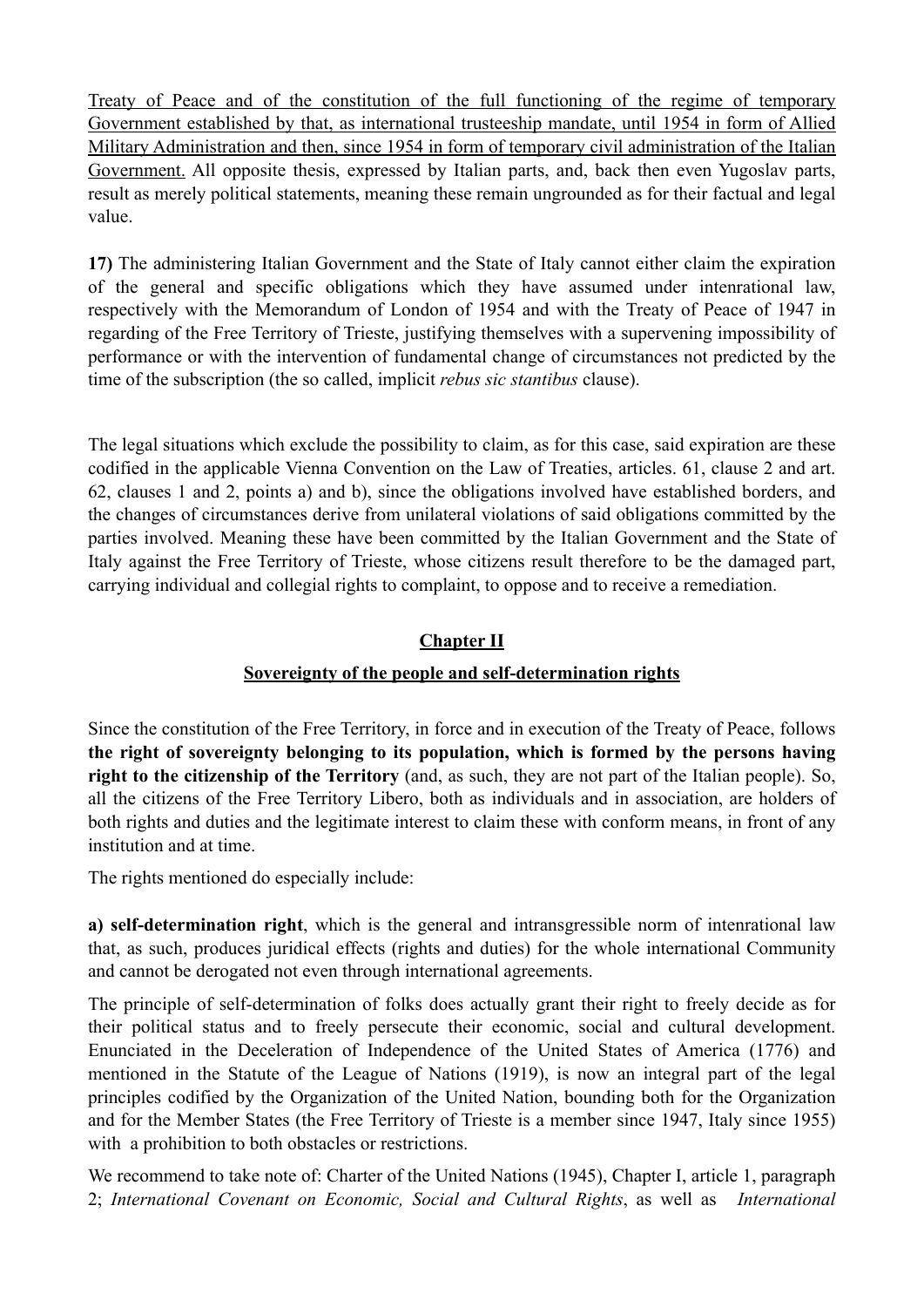<u>Treaty of Peace and of the constitution of the full functioning of the regime of temporary Government established by that, as international trusteeship mandate, until 1954 in form of Allied Military Administration and then, since 1954 in form of temporary civil administration of the Italian Government.</u> All opposite thesis, expressed by Italian parts, and, back then even Yugoslav parts, result as merely political statements, meaning these remain ungrounded as for their factual and legal value.

**17)** The administering Italian Government and the State of Italy cannot either claim the expiration of the general and specific obligations which they have assumed under intenrational law, respectively with the Memorandum of London of 1954 and with the Treaty of Peace of 1947 in regarding of the Free Territory of Trieste, justifying themselves with a supervening impossibility of performance or with the intervention of fundamental change of circumstances not predicted by the time of the subscription (the so called, implicit *rebus sic stantibus* clause).

The legal situations which exclude the possibility to claim, as for this case, said expiration are these codified in the applicable Vienna Convention on the Law of Treaties, articles. 61, clause 2 and art. 62, clauses 1 and 2, points a) and b), since the obligations involved have established borders, and the changes of circumstances derive from unilateral violations of said obligations committed by the parties involved. Meaning these have been committed by the Italian Government and the State of Italy against the Free Territory of Trieste, whose citizens result therefore to be the damaged part, carrying individual and collegial rights to complaint, to oppose and to receive a remediation.

## <u>Chapter II</u>

## <u>Sovereignty of the people and self-determination rights</u>

Since the constitution of the Free Territory, in force and in execution of the Treaty of Peace, follows **the right of sovereignty belonging to its population, which is formed by the persons having right to the citizenship of the Territory** (and, as such, they are not part of the Italian people). So, all the citizens of the Free Territory Libero, both as individuals and in association, are holders of both rights and duties and the legitimate interest to claim these with conform means, in front of any institution and at time.

The rights mentioned do especially include:

**a) self-determination right**, which is the general and intransgressible norm of intenrational law that, as such, produces juridical effects (rights and duties) for the whole international Community and cannot be derogated not even through international agreements.

The principle of self-determination of folks does actually grant their right to freely decide as for their political status and to freely persecute their economic, social and cultural development. Enunciated in the Deceleration of Independence of the United States of America (1776) and mentioned in the Statute of the League of Nations (1919), is now an integral part of the legal principles codified by the Organization of the United Nation, bounding both for the Organization and for the Member States (the Free Territory of Trieste is a member since 1947, Italy since 1955) with a prohibition to both obstacles or restrictions.

We recommend to take note of: Charter of the United Nations (1945), Chapter I, article 1, paragraph 2; *International Covenant on Economic, Social and Cultural Rights*, as well as *International*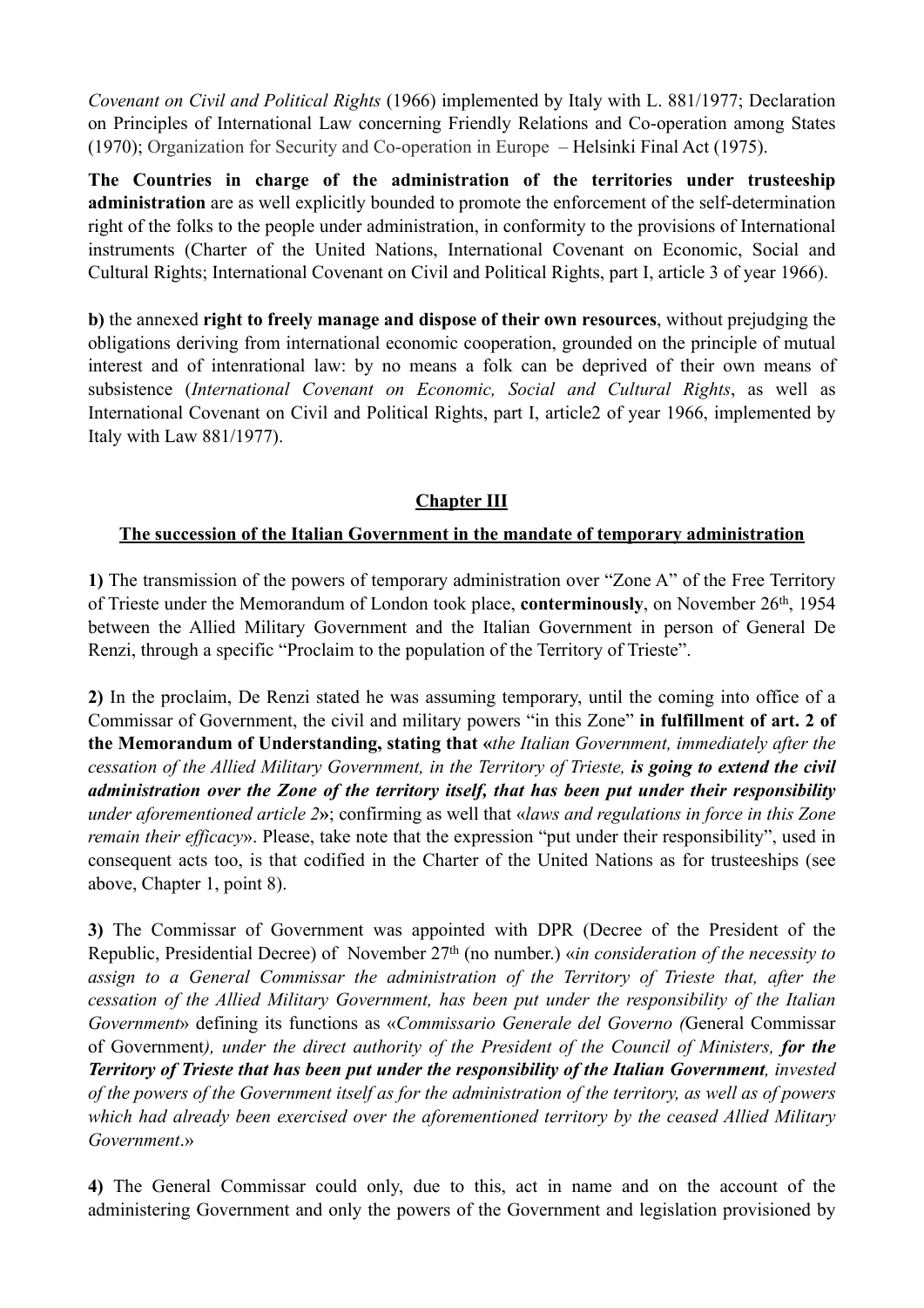*Covenant on Civil and Political Rights* (1966) implemented by Italy with L. 881/1977; Declaration on Principles of International Law concerning Friendly Relations and Co-operation among States (1970); Organization for Security and Co-operation in Europe – Helsinki Final Act (1975).

**The Countries in charge of the administration of the territories under trusteeship administration** are as well explicitly bounded to promote the enforcement of the self-determination right of the folks to the people under administration, in conformity to the provisions of International instruments (Charter of the United Nations, International Covenant on Economic, Social and Cultural Rights; International Covenant on Civil and Political Rights, part I, article 3 of year 1966).

**b)** the annexed **right to freely manage and dispose of their own resources**, without prejudging the obligations deriving from international economic cooperation, grounded on the principle of mutual interest and of intenrational law: by no means a folk can be deprived of their own means of subsistence (*International Covenant on Economic, Social and Cultural Rights*, as well as International Covenant on Civil and Political Rights, part I, article2 of year 1966, implemented by Italy with Law 881/1977).

## Chapter III

## The succession of the Italian Government in the mandate of temporary administration

**1)** The transmission of the powers of temporary administration over "Zone A" of the Free Territory of Trieste under the Memorandum of London took place, **conterminously**, on November 26th, 1954 between the Allied Military Government and the Italian Government in person of General De Renzi, through a specific "Proclaim to the population of the Territory of Trieste".

**2)** In the proclaim, De Renzi stated he was assuming temporary, until the coming into office of a Commissar of Government, the civil and military powers "in this Zone" **in fulfillment of art. 2 of the Memorandum of Understanding, stating that «***the Italian Government, immediately after the cessation of the Allied Military Government, in the Territory of Trieste,* ***is going to extend the civil administration over the Zone of the territory itself, that has been put under their responsibility*** *under aforementioned article 2***»**; confirming as well that «*laws and regulations in force in this Zone remain their efficacy*». Please, take note that the expression "put under their responsibility", used in consequent acts too, is that codified in the Charter of the United Nations as for trusteeships (see above, Chapter 1, point 8).

**3)** The Commissar of Government was appointed with DPR (Decree of the President of the Republic, Presidential Decree) of November 27th (no number.) «*in consideration of the necessity to assign to a General Commissar the administration of the Territory of Trieste that, after the cessation of the Allied Military Government, has been put under the responsibility of the Italian Government*» defining its functions as «*Commissario Generale del Governo (*General Commissar of Government*), under the direct authority of the President of the Council of Ministers,* ***for the Territory of Trieste that has been put under the responsibility of the Italian Government****, invested of the powers of the Government itself as for the administration of the territory, as well as of powers which had already been exercised over the aforementioned territory by the ceased Allied Military Government*.»

**4)** The General Commissar could only, due to this, act in name and on the account of the administering Government and only the powers of the Government and legislation provisioned by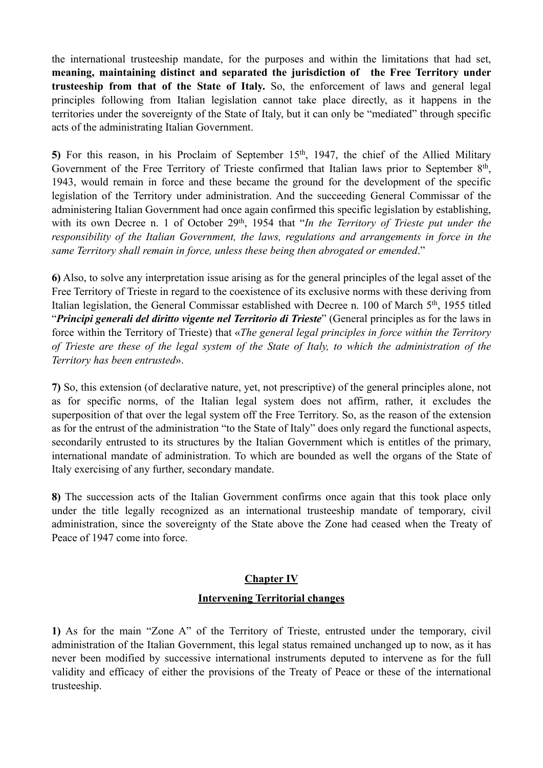the international trusteeship mandate, for the purposes and within the limitations that had set, **meaning, maintaining distinct and separated the jurisdiction of the Free Territory under trusteeship from that of the State of Italy.** So, the enforcement of laws and general legal principles following from Italian legislation cannot take place directly, as it happens in the territories under the sovereignty of the State of Italy, but it can only be "mediated" through specific acts of the administrating Italian Government.

**5)** For this reason, in his Proclaim of September 15th, 1947, the chief of the Allied Military Government of the Free Territory of Trieste confirmed that Italian laws prior to September 8th, 1943, would remain in force and these became the ground for the development of the specific legislation of the Territory under administration. And the succeeding General Commissar of the administering Italian Government had once again confirmed this specific legislation by establishing, with its own Decree n. 1 of October 29th, 1954 that "*In the Territory of Trieste put under the responsibility of the Italian Government, the laws, regulations and arrangements in force in the same Territory shall remain in force, unless these being then abrogated or emended*."

**6)** Also, to solve any interpretation issue arising as for the general principles of the legal asset of the Free Territory of Trieste in regard to the coexistence of its exclusive norms with these deriving from Italian legislation, the General Commissar established with Decree n. 100 of March 5th, 1955 titled "***Principi generali del diritto vigente nel Territorio di Trieste***" (General principles as for the laws in force within the Territory of Trieste) that «*The general legal principles in force within the Territory of Trieste are these of the legal system of the State of Italy, to which the administration of the Territory has been entrusted*».

**7)** So, this extension (of declarative nature, yet, not prescriptive) of the general principles alone, not as for specific norms, of the Italian legal system does not affirm, rather, it excludes the superposition of that over the legal system off the Free Territory. So, as the reason of the extension as for the entrust of the administration "to the State of Italy" does only regard the functional aspects, secondarily entrusted to its structures by the Italian Government which is entitles of the primary, international mandate of administration. To which are bounded as well the organs of the State of Italy exercising of any further, secondary mandate.

**8)** The succession acts of the Italian Government confirms once again that this took place only under the title legally recognized as an international trusteeship mandate of temporary, civil administration, since the sovereignty of the State above the Zone had ceased when the Treaty of Peace of 1947 come into force.

## Chapter IV

## Intervening Territorial changes

**1)** As for the main "Zone A" of the Territory of Trieste, entrusted under the temporary, civil administration of the Italian Government, this legal status remained unchanged up to now, as it has never been modified by successive international instruments deputed to intervene as for the full validity and efficacy of either the provisions of the Treaty of Peace or these of the international trusteeship.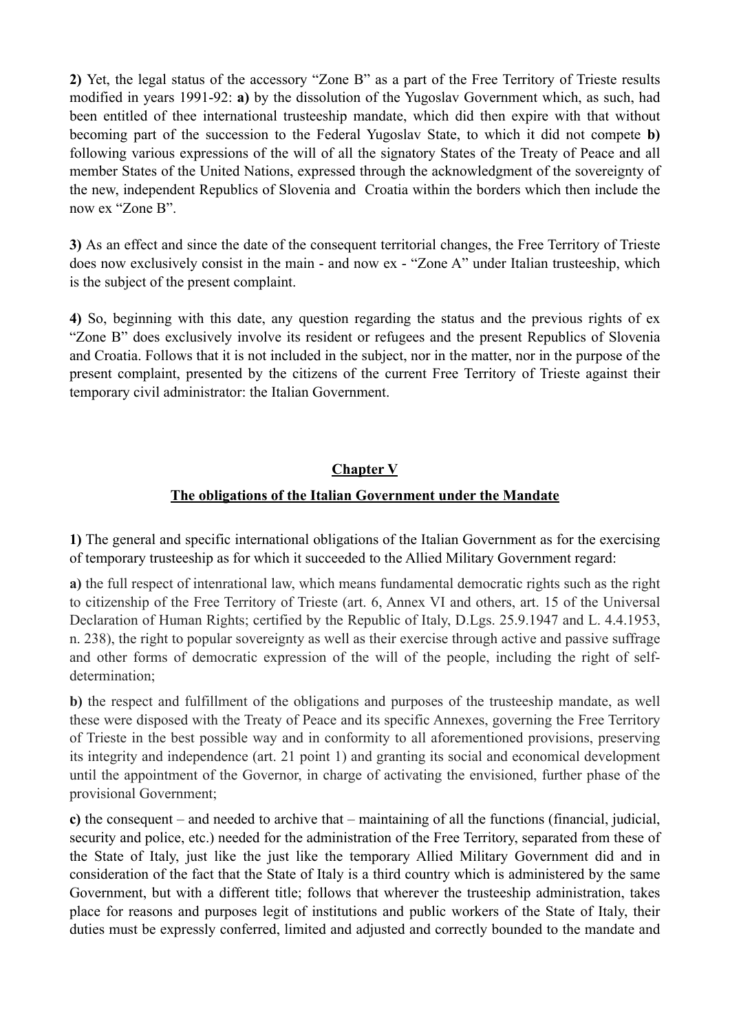**2)** Yet, the legal status of the accessory "Zone B" as a part of the Free Territory of Trieste results modified in years 1991-92: **a)** by the dissolution of the Yugoslav Government which, as such, had been entitled of thee international trusteeship mandate, which did then expire with that without becoming part of the succession to the Federal Yugoslav State, to which it did not compete **b)** following various expressions of the will of all the signatory States of the Treaty of Peace and all member States of the United Nations, expressed through the acknowledgment of the sovereignty of the new, independent Republics of Slovenia and Croatia within the borders which then include the now ex "Zone B".

**3)** As an effect and since the date of the consequent territorial changes, the Free Territory of Trieste does now exclusively consist in the main - and now ex - "Zone A" under Italian trusteeship, which is the subject of the present complaint.

**4)** So, beginning with this date, any question regarding the status and the previous rights of ex "Zone B" does exclusively involve its resident or refugees and the present Republics of Slovenia and Croatia. Follows that it is not included in the subject, nor in the matter, nor in the purpose of the present complaint, presented by the citizens of the current Free Territory of Trieste against their temporary civil administrator: the Italian Government.

## Chapter V

## The obligations of the Italian Government under the Mandate

**1)** The general and specific international obligations of the Italian Government as for the exercising of temporary trusteeship as for which it succeeded to the Allied Military Government regard:

**a)** the full respect of intenrational law, which means fundamental democratic rights such as the right to citizenship of the Free Territory of Trieste (art. 6, Annex VI and others, art. 15 of the Universal Declaration of Human Rights; certified by the Republic of Italy, D.Lgs. 25.9.1947 and L. 4.4.1953, n. 238), the right to popular sovereignty as well as their exercise through active and passive suffrage and other forms of democratic expression of the will of the people, including the right of self-determination;

**b)** the respect and fulfillment of the obligations and purposes of the trusteeship mandate, as well these were disposed with the Treaty of Peace and its specific Annexes, governing the Free Territory of Trieste in the best possible way and in conformity to all aforementioned provisions, preserving its integrity and independence (art. 21 point 1) and granting its social and economical development until the appointment of the Governor, in charge of activating the envisioned, further phase of the provisional Government;

**c)** the consequent – and needed to archive that – maintaining of all the functions (financial, judicial, security and police, etc.) needed for the administration of the Free Territory, separated from these of the State of Italy, just like the just like the temporary Allied Military Government did and in consideration of the fact that the State of Italy is a third country which is administered by the same Government, but with a different title; follows that wherever the trusteeship administration, takes place for reasons and purposes legit of institutions and public workers of the State of Italy, their duties must be expressly conferred, limited and adjusted and correctly bounded to the mandate and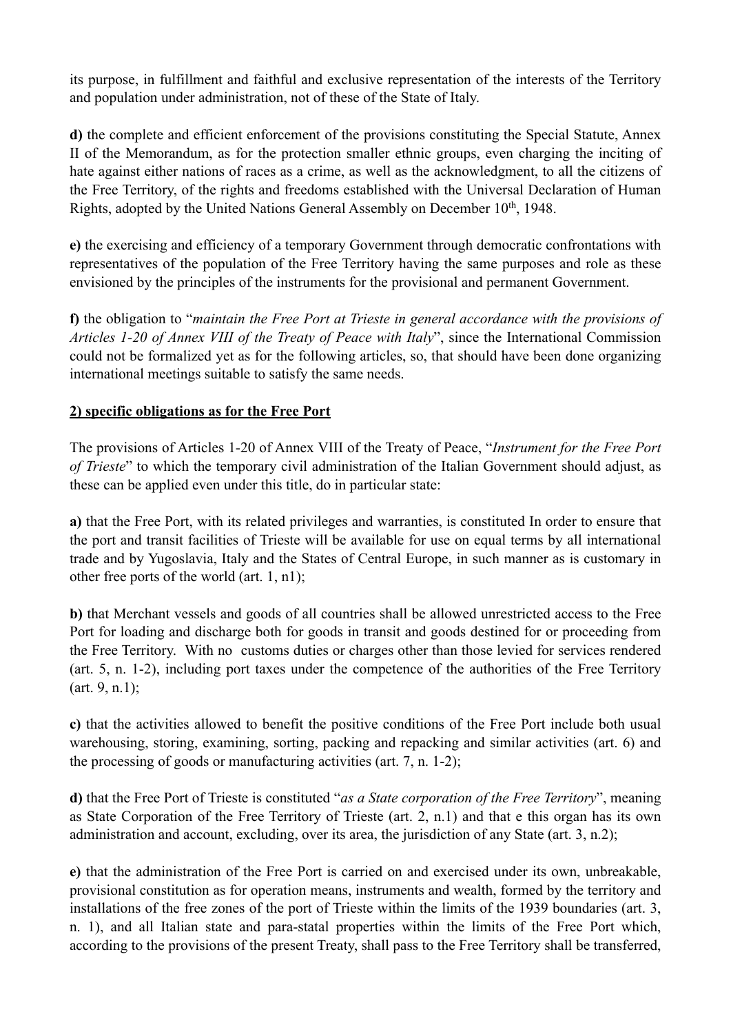its purpose, in fulfillment and faithful and exclusive representation of the interests of the Territory and population under administration, not of these of the State of Italy.

**d)** the complete and efficient enforcement of the provisions constituting the Special Statute, Annex II of the Memorandum, as for the protection smaller ethnic groups, even charging the inciting of hate against either nations of races as a crime, as well as the acknowledgment, to all the citizens of the Free Territory, of the rights and freedoms established with the Universal Declaration of Human Rights, adopted by the United Nations General Assembly on December 10th, 1948.

**e)** the exercising and efficiency of a temporary Government through democratic confrontations with representatives of the population of the Free Territory having the same purposes and role as these envisioned by the principles of the instruments for the provisional and permanent Government.

**f)** the obligation to "*maintain the Free Port at Trieste in general accordance with the provisions of Articles 1-20 of Annex VIII of the Treaty of Peace with Italy*", since the International Commission could not be formalized yet as for the following articles, so, that should have been done organizing international meetings suitable to satisfy the same needs.

**2) specific obligations as for the Free Port**

The provisions of Articles 1-20 of Annex VIII of the Treaty of Peace, "*Instrument for the Free Port of Trieste*" to which the temporary civil administration of the Italian Government should adjust, as these can be applied even under this title, do in particular state:

**a)** that the Free Port, with its related privileges and warranties, is constituted In order to ensure that the port and transit facilities of Trieste will be available for use on equal terms by all international trade and by Yugoslavia, Italy and the States of Central Europe, in such manner as is customary in other free ports of the world (art. 1, n1);

**b)** that Merchant vessels and goods of all countries shall be allowed unrestricted access to the Free Port for loading and discharge both for goods in transit and goods destined for or proceeding from the Free Territory. With no customs duties or charges other than those levied for services rendered (art. 5, n. 1-2), including port taxes under the competence of the authorities of the Free Territory (art. 9, n.1);

**c)** that the activities allowed to benefit the positive conditions of the Free Port include both usual warehousing, storing, examining, sorting, packing and repacking and similar activities (art. 6) and the processing of goods or manufacturing activities (art. 7, n. 1-2);

**d)** that the Free Port of Trieste is constituted "*as a State corporation of the Free Territory*", meaning as State Corporation of the Free Territory of Trieste (art. 2, n.1) and that e this organ has its own administration and account, excluding, over its area, the jurisdiction of any State (art. 3, n.2);

**e)** that the administration of the Free Port is carried on and exercised under its own, unbreakable, provisional constitution as for operation means, instruments and wealth, formed by the territory and installations of the free zones of the port of Trieste within the limits of the 1939 boundaries (art. 3, n. 1), and all Italian state and para-statal properties within the limits of the Free Port which, according to the provisions of the present Treaty, shall pass to the Free Territory shall be transferred,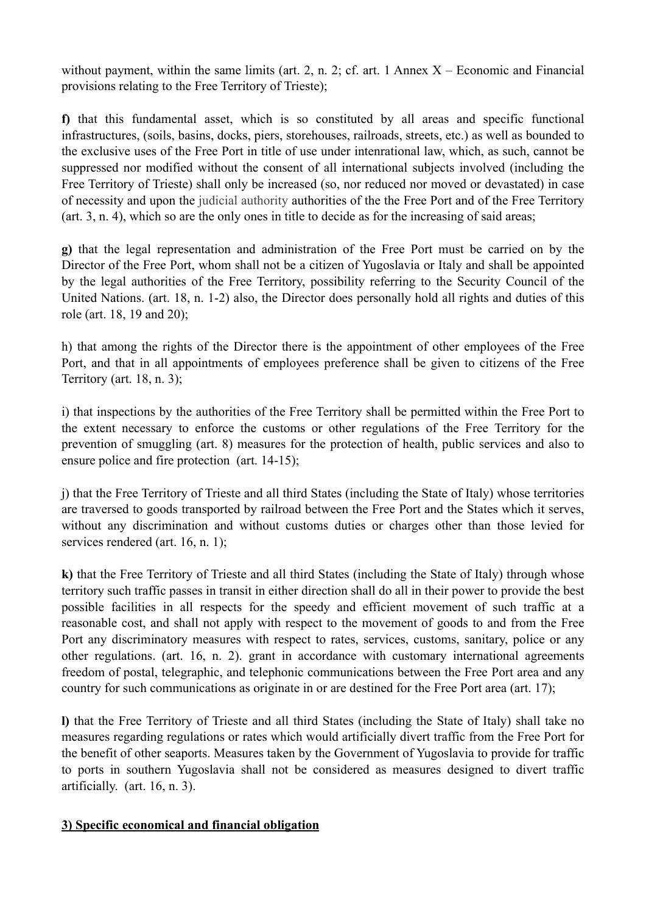without payment, within the same limits (art. 2, n. 2; cf. art. 1 Annex X – Economic and Financial provisions relating to the Free Territory of Trieste);

**f)** that this fundamental asset, which is so constituted by all areas and specific functional infrastructures, (soils, basins, docks, piers, storehouses, railroads, streets, etc.) as well as bounded to the exclusive uses of the Free Port in title of use under intenrational law, which, as such, cannot be suppressed nor modified without the consent of all international subjects involved (including the Free Territory of Trieste) shall only be increased (so, nor reduced nor moved or devastated) in case of necessity and upon the judicial authority authorities of the the Free Port and of the Free Territory (art. 3, n. 4), which so are the only ones in title to decide as for the increasing of said areas;

**g)** that the legal representation and administration of the Free Port must be carried on by the Director of the Free Port, whom shall not be a citizen of Yugoslavia or Italy and shall be appointed by the legal authorities of the Free Territory, possibility referring to the Security Council of the United Nations. (art. 18, n. 1-2) also, the Director does personally hold all rights and duties of this role (art. 18, 19 and 20);

h) that among the rights of the Director there is the appointment of other employees of the Free Port, and that in all appointments of employees preference shall be given to citizens of the Free Territory (art. 18, n. 3);

i) that inspections by the authorities of the Free Territory shall be permitted within the Free Port to the extent necessary to enforce the customs or other regulations of the Free Territory for the prevention of smuggling (art. 8) measures for the protection of health, public services and also to ensure police and fire protection (art. 14-15);

j) that the Free Territory of Trieste and all third States (including the State of Italy) whose territories are traversed to goods transported by railroad between the Free Port and the States which it serves, without any discrimination and without customs duties or charges other than those levied for services rendered (art. 16, n. 1);

**k)** that the Free Territory of Trieste and all third States (including the State of Italy) through whose territory such traffic passes in transit in either direction shall do all in their power to provide the best possible facilities in all respects for the speedy and efficient movement of such traffic at a reasonable cost, and shall not apply with respect to the movement of goods to and from the Free Port any discriminatory measures with respect to rates, services, customs, sanitary, police or any other regulations. (art. 16, n. 2). grant in accordance with customary international agreements freedom of postal, telegraphic, and telephonic communications between the Free Port area and any country for such communications as originate in or are destined for the Free Port area (art. 17);

**l)** that the Free Territory of Trieste and all third States (including the State of Italy) shall take no measures regarding regulations or rates which would artificially divert traffic from the Free Port for the benefit of other seaports. Measures taken by the Government of Yugoslavia to provide for traffic to ports in southern Yugoslavia shall not be considered as measures designed to divert traffic artificially. (art. 16, n. 3).

**3) Specific economical and financial obligation**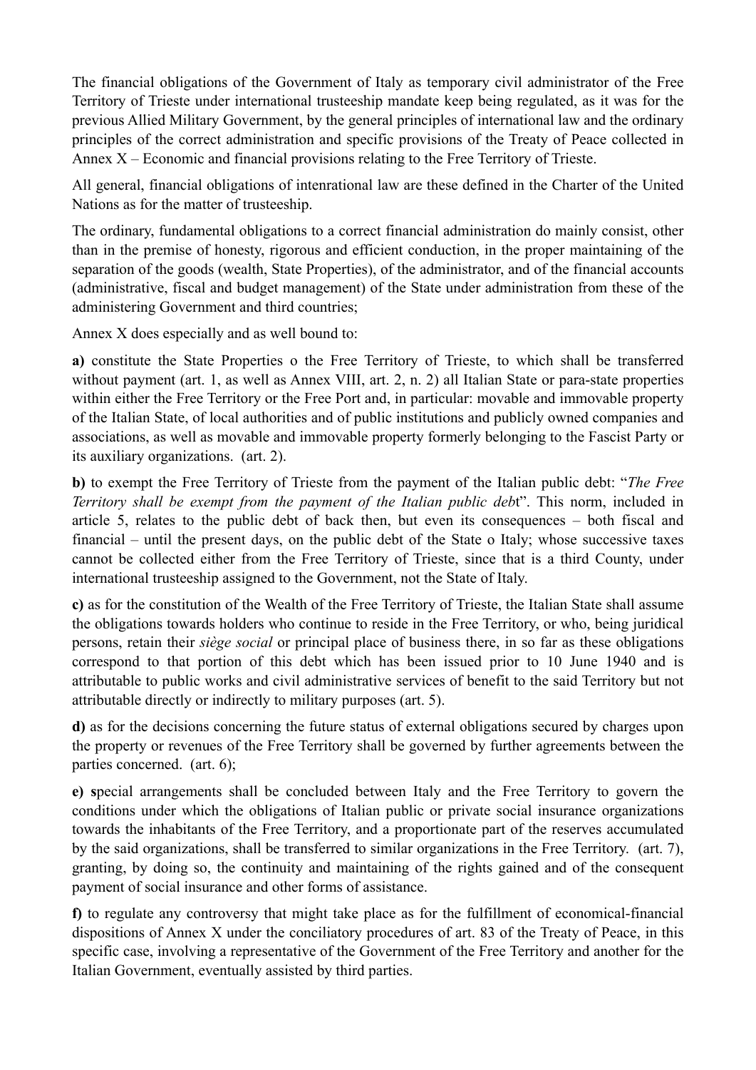The financial obligations of the Government of Italy as temporary civil administrator of the Free Territory of Trieste under international trusteeship mandate keep being regulated, as it was for the previous Allied Military Government, by the general principles of international law and the ordinary principles of the correct administration and specific provisions of the Treaty of Peace collected in Annex X – Economic and financial provisions relating to the Free Territory of Trieste.

All general, financial obligations of intenrational law are these defined in the Charter of the United Nations as for the matter of trusteeship.

The ordinary, fundamental obligations to a correct financial administration do mainly consist, other than in the premise of honesty, rigorous and efficient conduction, in the proper maintaining of the separation of the goods (wealth, State Properties), of the administrator, and of the financial accounts (administrative, fiscal and budget management) of the State under administration from these of the administering Government and third countries;

Annex X does especially and as well bound to:

**a)** constitute the State Properties o the Free Territory of Trieste, to which shall be transferred without payment (art. 1, as well as Annex VIII, art. 2, n. 2) all Italian State or para-state properties within either the Free Territory or the Free Port and, in particular: movable and immovable property of the Italian State, of local authorities and of public institutions and publicly owned companies and associations, as well as movable and immovable property formerly belonging to the Fascist Party or its auxiliary organizations. (art. 2).

**b)** to exempt the Free Territory of Trieste from the payment of the Italian public debt: "*The Free Territory shall be exempt from the payment of the Italian public deb*t". This norm, included in article 5, relates to the public debt of back then, but even its consequences – both fiscal and financial – until the present days, on the public debt of the State o Italy; whose successive taxes cannot be collected either from the Free Territory of Trieste, since that is a third County, under international trusteeship assigned to the Government, not the State of Italy.

**c)** as for the constitution of the Wealth of the Free Territory of Trieste, the Italian State shall assume the obligations towards holders who continue to reside in the Free Territory, or who, being juridical persons, retain their *siège social* or principal place of business there, in so far as these obligations correspond to that portion of this debt which has been issued prior to 10 June 1940 and is attributable to public works and civil administrative services of benefit to the said Territory but not attributable directly or indirectly to military purposes (art. 5).

**d)** as for the decisions concerning the future status of external obligations secured by charges upon the property or revenues of the Free Territory shall be governed by further agreements between the parties concerned. (art. 6);

**e) s**pecial arrangements shall be concluded between Italy and the Free Territory to govern the conditions under which the obligations of Italian public or private social insurance organizations towards the inhabitants of the Free Territory, and a proportionate part of the reserves accumulated by the said organizations, shall be transferred to similar organizations in the Free Territory. (art. 7), granting, by doing so, the continuity and maintaining of the rights gained and of the consequent payment of social insurance and other forms of assistance.

**f)** to regulate any controversy that might take place as for the fulfillment of economical-financial dispositions of Annex X under the conciliatory procedures of art. 83 of the Treaty of Peace, in this specific case, involving a representative of the Government of the Free Territory and another for the Italian Government, eventually assisted by third parties.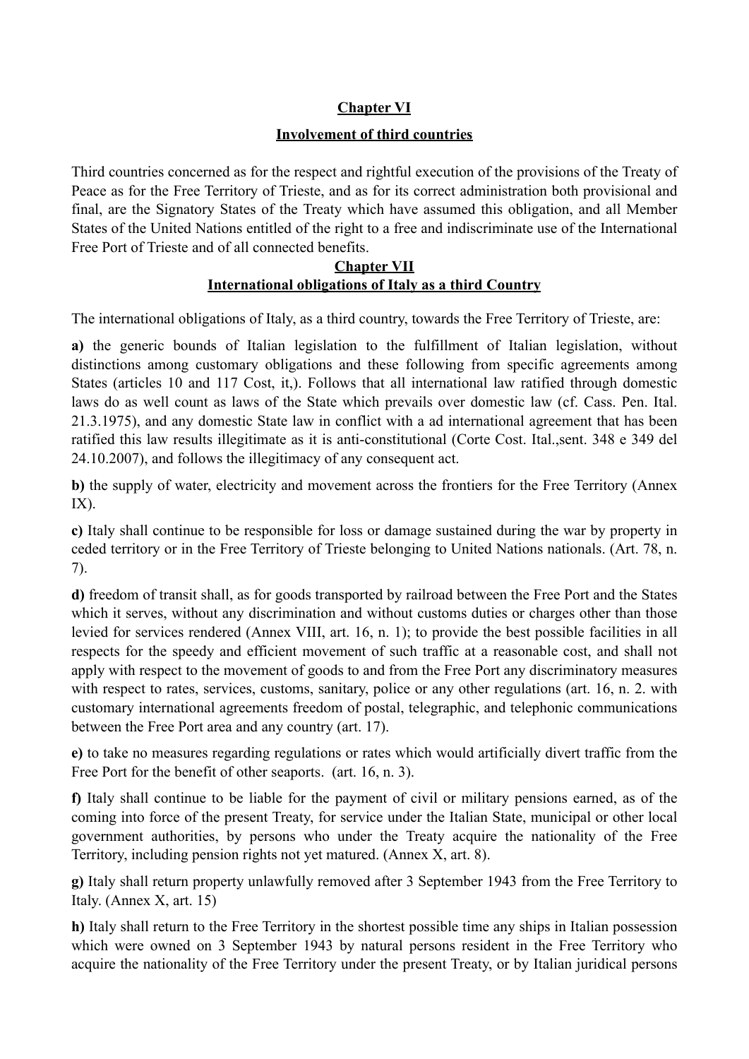## Chapter VI

## Involvement of third countries

Third countries concerned as for the respect and rightful execution of the provisions of the Treaty of Peace as for the Free Territory of Trieste, and as for its correct administration both provisional and final, are the Signatory States of the Treaty which have assumed this obligation, and all Member States of the United Nations entitled of the right to a free and indiscriminate use of the International Free Port of Trieste and of all connected benefits.

## Chapter VII

## International obligations of Italy as a third Country

The international obligations of Italy, as a third country, towards the Free Territory of Trieste, are:

**a)** the generic bounds of Italian legislation to the fulfillment of Italian legislation, without distinctions among customary obligations and these following from specific agreements among States (articles 10 and 117 Cost, it,). Follows that all international law ratified through domestic laws do as well count as laws of the State which prevails over domestic law (cf. Cass. Pen. Ital. 21.3.1975), and any domestic State law in conflict with a ad international agreement that has been ratified this law results illegitimate as it is anti-constitutional (Corte Cost. Ital.,sent. 348 e 349 del 24.10.2007), and follows the illegitimacy of any consequent act.

**b)** the supply of water, electricity and movement across the frontiers for the Free Territory (Annex IX).

**c)** Italy shall continue to be responsible for loss or damage sustained during the war by property in ceded territory or in the Free Territory of Trieste belonging to United Nations nationals. (Art. 78, n. 7).

**d)** freedom of transit shall, as for goods transported by railroad between the Free Port and the States which it serves, without any discrimination and without customs duties or charges other than those levied for services rendered (Annex VIII, art. 16, n. 1); to provide the best possible facilities in all respects for the speedy and efficient movement of such traffic at a reasonable cost, and shall not apply with respect to the movement of goods to and from the Free Port any discriminatory measures with respect to rates, services, customs, sanitary, police or any other regulations (art. 16, n. 2. with customary international agreements freedom of postal, telegraphic, and telephonic communications between the Free Port area and any country (art. 17).

**e)** to take no measures regarding regulations or rates which would artificially divert traffic from the Free Port for the benefit of other seaports. (art. 16, n. 3).

**f)** Italy shall continue to be liable for the payment of civil or military pensions earned, as of the coming into force of the present Treaty, for service under the Italian State, municipal or other local government authorities, by persons who under the Treaty acquire the nationality of the Free Territory, including pension rights not yet matured. (Annex X, art. 8).

**g)** Italy shall return property unlawfully removed after 3 September 1943 from the Free Territory to Italy. (Annex X, art. 15)

**h)** Italy shall return to the Free Territory in the shortest possible time any ships in Italian possession which were owned on 3 September 1943 by natural persons resident in the Free Territory who acquire the nationality of the Free Territory under the present Treaty, or by Italian juridical persons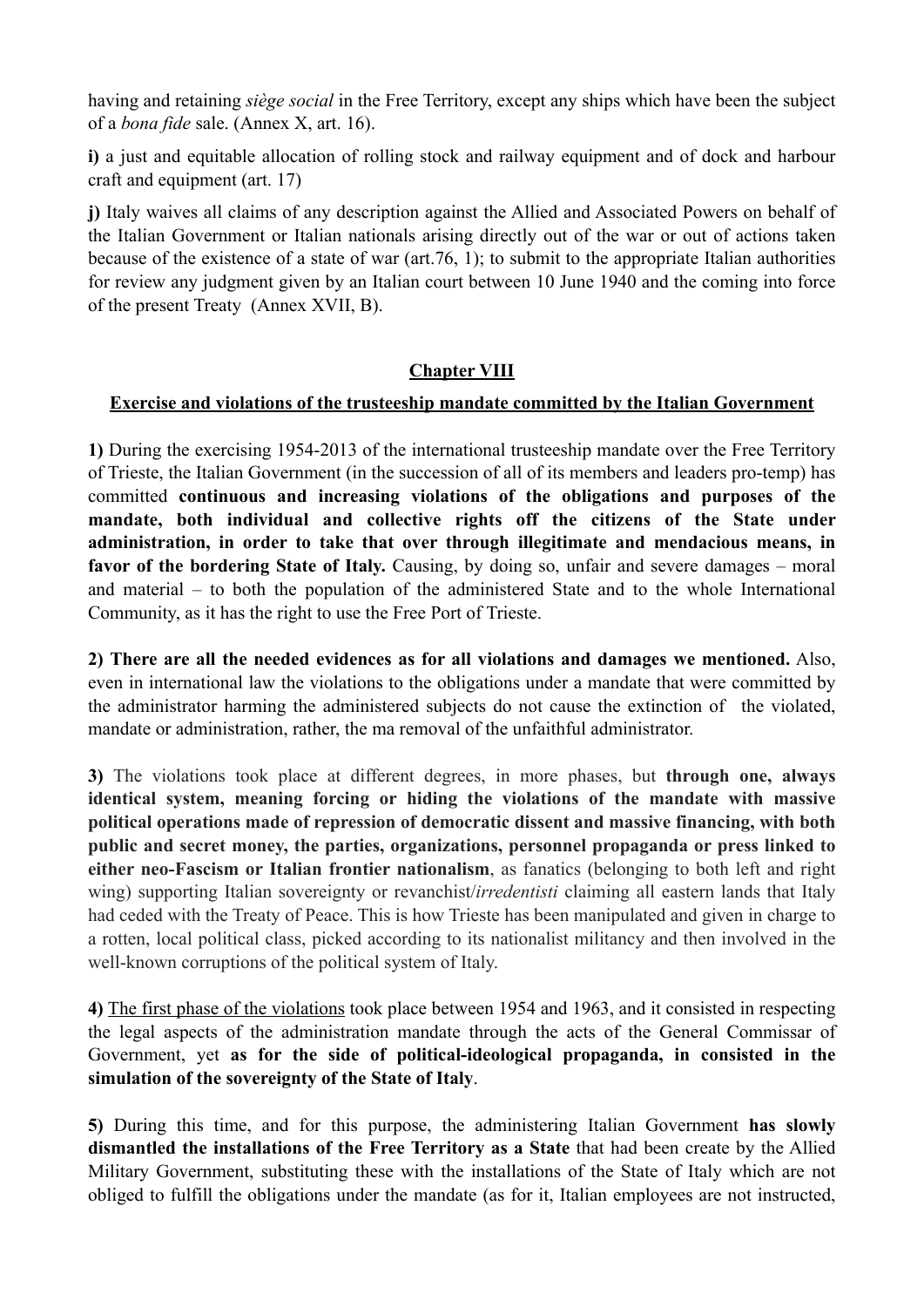having and retaining *siège social* in the Free Territory, except any ships which have been the subject of a *bona fide* sale. (Annex X, art. 16).

**i)** a just and equitable allocation of rolling stock and railway equipment and of dock and harbour craft and equipment (art. 17)

**j)** Italy waives all claims of any description against the Allied and Associated Powers on behalf of the Italian Government or Italian nationals arising directly out of the war or out of actions taken because of the existence of a state of war (art.76, 1); to submit to the appropriate Italian authorities for review any judgment given by an Italian court between 10 June 1940 and the coming into force of the present Treaty (Annex XVII, B).

## Chapter VIII

### Exercise and violations of the trusteeship mandate committed by the Italian Government

**1)** During the exercising 1954-2013 of the international trusteeship mandate over the Free Territory of Trieste, the Italian Government (in the succession of all of its members and leaders pro-temp) has committed **continuous and increasing violations of the obligations and purposes of the mandate, both individual and collective rights off the citizens of the State under administration, in order to take that over through illegitimate and mendacious means, in favor of the bordering State of Italy.** Causing, by doing so, unfair and severe damages – moral and material – to both the population of the administered State and to the whole International Community, as it has the right to use the Free Port of Trieste.

**2) There are all the needed evidences as for all violations and damages we mentioned.** Also, even in international law the violations to the obligations under a mandate that were committed by the administrator harming the administered subjects do not cause the extinction of the violated, mandate or administration, rather, the ma removal of the unfaithful administrator.

**3)** The violations took place at different degrees, in more phases, but **through one, always identical system, meaning forcing or hiding the violations of the mandate with massive political operations made of repression of democratic dissent and massive financing, with both public and secret money, the parties, organizations, personnel propaganda or press linked to either neo-Fascism or Italian frontier nationalism**, as fanatics (belonging to both left and right wing) supporting Italian sovereignty or revanchist/*irredentisti* claiming all eastern lands that Italy had ceded with the Treaty of Peace. This is how Trieste has been manipulated and given in charge to a rotten, local political class, picked according to its nationalist militancy and then involved in the well-known corruptions of the political system of Italy.

**4)** The first phase of the violations took place between 1954 and 1963, and it consisted in respecting the legal aspects of the administration mandate through the acts of the General Commissar of Government, yet **as for the side of political-ideological propaganda, in consisted in the simulation of the sovereignty of the State of Italy**.

**5)** During this time, and for this purpose, the administering Italian Government **has slowly dismantled the installations of the Free Territory as a State** that had been create by the Allied Military Government, substituting these with the installations of the State of Italy which are not obliged to fulfill the obligations under the mandate (as for it, Italian employees are not instructed,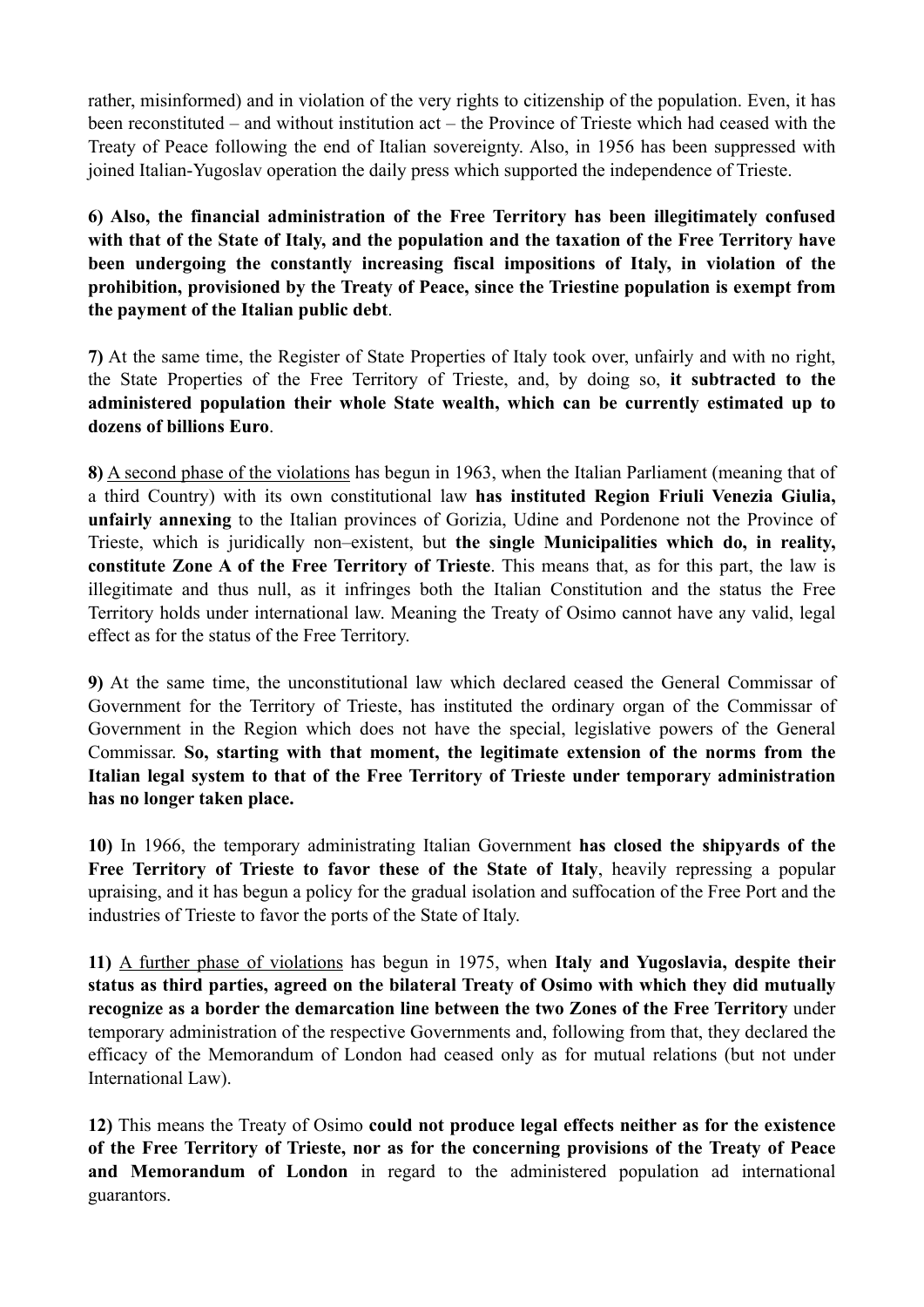rather, misinformed) and in violation of the very rights to citizenship of the population. Even, it has been reconstituted – and without institution act – the Province of Trieste which had ceased with the Treaty of Peace following the end of Italian sovereignty. Also, in 1956 has been suppressed with joined Italian-Yugoslav operation the daily press which supported the independence of Trieste.

**6) Also, the financial administration of the Free Territory has been illegitimately confused with that of the State of Italy, and the population and the taxation of the Free Territory have been undergoing the constantly increasing fiscal impositions of Italy, in violation of the prohibition, provisioned by the Treaty of Peace, since the Triestine population is exempt from the payment of the Italian public debt**.

**7)** At the same time, the Register of State Properties of Italy took over, unfairly and with no right, the State Properties of the Free Territory of Trieste, and, by doing so, **it subtracted to the administered population their whole State wealth, which can be currently estimated up to dozens of billions Euro**.

**8)** <u>A second phase of the violations</u> has begun in 1963, when the Italian Parliament (meaning that of a third Country) with its own constitutional law **has instituted Region Friuli Venezia Giulia, unfairly annexing** to the Italian provinces of Gorizia, Udine and Pordenone not the Province of Trieste, which is juridically non–existent, but **the single Municipalities which do, in reality, constitute Zone A of the Free Territory of Trieste**. This means that, as for this part, the law is illegitimate and thus null, as it infringes both the Italian Constitution and the status the Free Territory holds under international law. Meaning the Treaty of Osimo cannot have any valid, legal effect as for the status of the Free Territory.

**9)** At the same time, the unconstitutional law which declared ceased the General Commissar of Government for the Territory of Trieste, has instituted the ordinary organ of the Commissar of Government in the Region which does not have the special, legislative powers of the General Commissar. **So, starting with that moment, the legitimate extension of the norms from the Italian legal system to that of the Free Territory of Trieste under temporary administration has no longer taken place.**

**10)** In 1966, the temporary administrating Italian Government **has closed the shipyards of the Free Territory of Trieste to favor these of the State of Italy**, heavily repressing a popular upraising, and it has begun a policy for the gradual isolation and suffocation of the Free Port and the industries of Trieste to favor the ports of the State of Italy.

**11)** <u>A further phase of violations</u> has begun in 1975, when **Italy and Yugoslavia, despite their status as third parties, agreed on the bilateral Treaty of Osimo with which they did mutually recognize as a border the demarcation line between the two Zones of the Free Territory** under temporary administration of the respective Governments and, following from that, they declared the efficacy of the Memorandum of London had ceased only as for mutual relations (but not under International Law).

**12)** This means the Treaty of Osimo **could not produce legal effects neither as for the existence of the Free Territory of Trieste, nor as for the concerning provisions of the Treaty of Peace and Memorandum of London** in regard to the administered population ad international guarantors.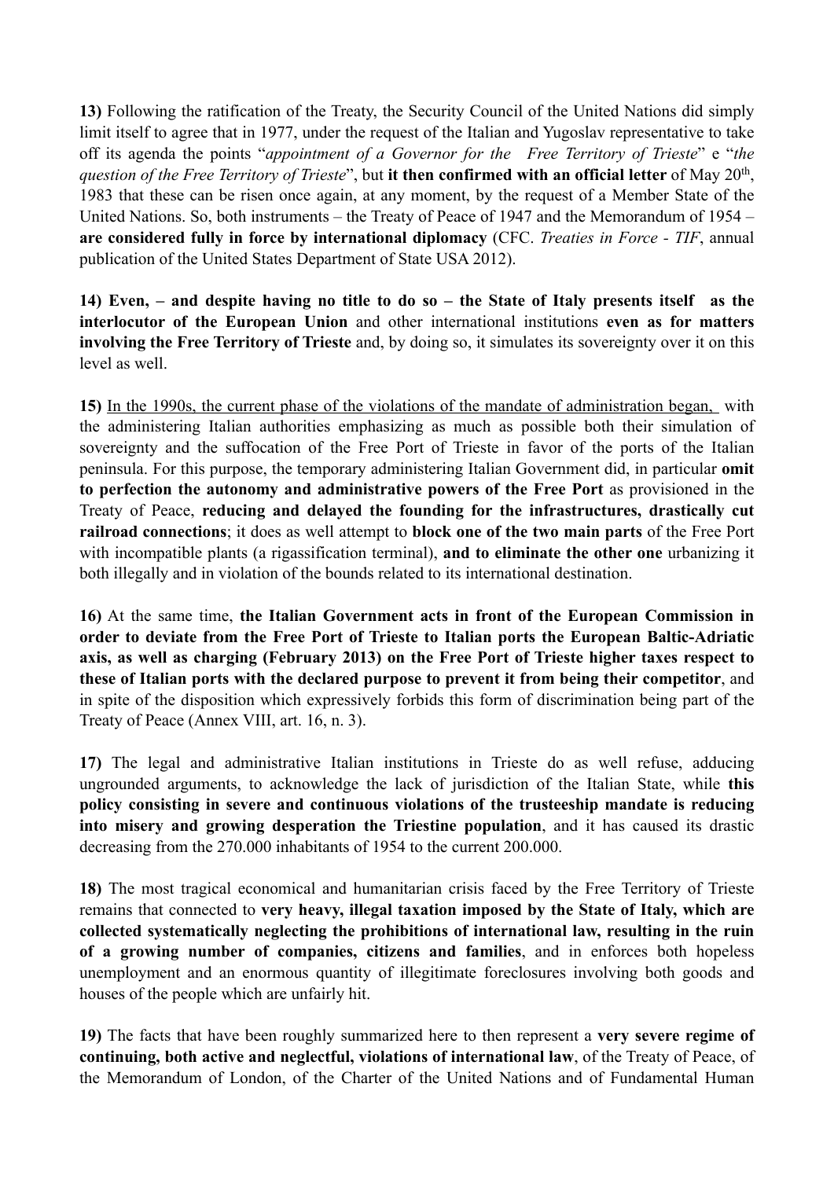**13)** Following the ratification of the Treaty, the Security Council of the United Nations did simply limit itself to agree that in 1977, under the request of the Italian and Yugoslav representative to take off its agenda the points "*appointment of a Governor for the Free Territory of Trieste*" e "*the question of the Free Territory of Trieste*", but **it then confirmed with an official letter** of May 20th, 1983 that these can be risen once again, at any moment, by the request of a Member State of the United Nations. So, both instruments – the Treaty of Peace of 1947 and the Memorandum of 1954 – **are considered fully in force by international diplomacy** (CFC. *Treaties in Force - TIF*, annual publication of the United States Department of State USA 2012).

**14) Even, – and despite having no title to do so – the State of Italy presents itself as the interlocutor of the European Union** and other international institutions **even as for matters involving the Free Territory of Trieste** and, by doing so, it simulates its sovereignty over it on this level as well.

**15)** In the 1990s, the current phase of the violations of the mandate of administration began, with the administering Italian authorities emphasizing as much as possible both their simulation of sovereignty and the suffocation of the Free Port of Trieste in favor of the ports of the Italian peninsula. For this purpose, the temporary administering Italian Government did, in particular **omit to perfection the autonomy and administrative powers of the Free Port** as provisioned in the Treaty of Peace, **reducing and delayed the founding for the infrastructures, drastically cut railroad connections**; it does as well attempt to **block one of the two main parts** of the Free Port with incompatible plants (a rigassification terminal), **and to eliminate the other one** urbanizing it both illegally and in violation of the bounds related to its international destination.

**16)** At the same time, **the Italian Government acts in front of the European Commission in order to deviate from the Free Port of Trieste to Italian ports the European Baltic-Adriatic axis, as well as charging (February 2013) on the Free Port of Trieste higher taxes respect to these of Italian ports with the declared purpose to prevent it from being their competitor**, and in spite of the disposition which expressively forbids this form of discrimination being part of the Treaty of Peace (Annex VIII, art. 16, n. 3).

**17)** The legal and administrative Italian institutions in Trieste do as well refuse, adducing ungrounded arguments, to acknowledge the lack of jurisdiction of the Italian State, while **this policy consisting in severe and continuous violations of the trusteeship mandate is reducing into misery and growing desperation the Triestine population**, and it has caused its drastic decreasing from the 270.000 inhabitants of 1954 to the current 200.000.

**18)** The most tragical economical and humanitarian crisis faced by the Free Territory of Trieste remains that connected to **very heavy, illegal taxation imposed by the State of Italy, which are collected systematically neglecting the prohibitions of international law, resulting in the ruin of a growing number of companies, citizens and families**, and in enforces both hopeless unemployment and an enormous quantity of illegitimate foreclosures involving both goods and houses of the people which are unfairly hit.

**19)** The facts that have been roughly summarized here to then represent a **very severe regime of continuing, both active and neglectful, violations of international law**, of the Treaty of Peace, of the Memorandum of London, of the Charter of the United Nations and of Fundamental Human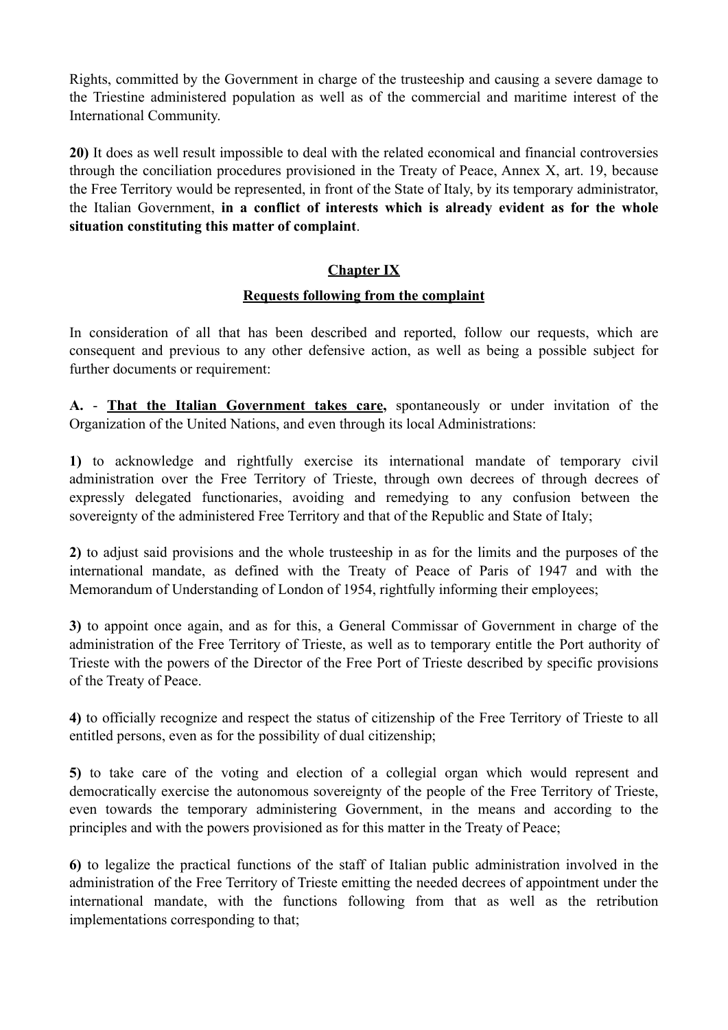Rights, committed by the Government in charge of the trusteeship and causing a severe damage to the Triestine administered population as well as of the commercial and maritime interest of the International Community.

**20)** It does as well result impossible to deal with the related economical and financial controversies through the conciliation procedures provisioned in the Treaty of Peace, Annex X, art. 19, because the Free Territory would be represented, in front of the State of Italy, by its temporary administrator, the Italian Government, **in a conflict of interests which is already evident as for the whole situation constituting this matter of complaint**.

## Chapter IX

### Requests following from the complaint

In consideration of all that has been described and reported, follow our requests, which are consequent and previous to any other defensive action, as well as being a possible subject for further documents or requirement:

**A.** - **That the Italian Government takes care,** spontaneously or under invitation of the Organization of the United Nations, and even through its local Administrations:

**1)** to acknowledge and rightfully exercise its international mandate of temporary civil administration over the Free Territory of Trieste, through own decrees of through decrees of expressly delegated functionaries, avoiding and remedying to any confusion between the sovereignty of the administered Free Territory and that of the Republic and State of Italy;

**2)** to adjust said provisions and the whole trusteeship in as for the limits and the purposes of the international mandate, as defined with the Treaty of Peace of Paris of 1947 and with the Memorandum of Understanding of London of 1954, rightfully informing their employees;

**3)** to appoint once again, and as for this, a General Commissar of Government in charge of the administration of the Free Territory of Trieste, as well as to temporary entitle the Port authority of Trieste with the powers of the Director of the Free Port of Trieste described by specific provisions of the Treaty of Peace.

**4)** to officially recognize and respect the status of citizenship of the Free Territory of Trieste to all entitled persons, even as for the possibility of dual citizenship;

**5)** to take care of the voting and election of a collegial organ which would represent and democratically exercise the autonomous sovereignty of the people of the Free Territory of Trieste, even towards the temporary administering Government, in the means and according to the principles and with the powers provisioned as for this matter in the Treaty of Peace;

**6)** to legalize the practical functions of the staff of Italian public administration involved in the administration of the Free Territory of Trieste emitting the needed decrees of appointment under the international mandate, with the functions following from that as well as the retribution implementations corresponding to that;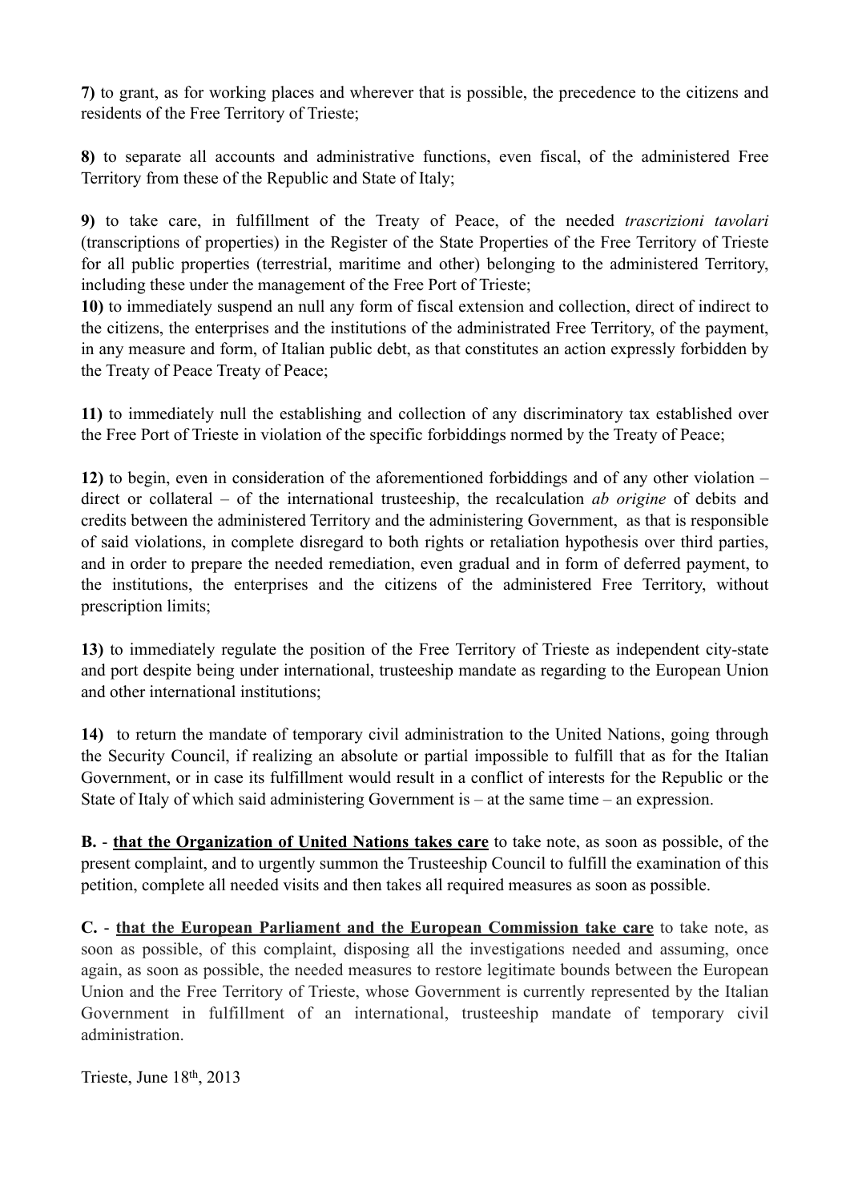**7)** to grant, as for working places and wherever that is possible, the precedence to the citizens and residents of the Free Territory of Trieste;

**8)** to separate all accounts and administrative functions, even fiscal, of the administered Free Territory from these of the Republic and State of Italy;

**9)** to take care, in fulfillment of the Treaty of Peace, of the needed *trascrizioni tavolari* (transcriptions of properties) in the Register of the State Properties of the Free Territory of Trieste for all public properties (terrestrial, maritime and other) belonging to the administered Territory, including these under the management of the Free Port of Trieste;

**10)** to immediately suspend an null any form of fiscal extension and collection, direct of indirect to the citizens, the enterprises and the institutions of the administrated Free Territory, of the payment, in any measure and form, of Italian public debt, as that constitutes an action expressly forbidden by the Treaty of Peace Treaty of Peace;

**11)** to immediately null the establishing and collection of any discriminatory tax established over the Free Port of Trieste in violation of the specific forbiddings normed by the Treaty of Peace;

**12)** to begin, even in consideration of the aforementioned forbiddings and of any other violation – direct or collateral – of the international trusteeship, the recalculation *ab origine* of debits and credits between the administered Territory and the administering Government, as that is responsible of said violations, in complete disregard to both rights or retaliation hypothesis over third parties, and in order to prepare the needed remediation, even gradual and in form of deferred payment, to the institutions, the enterprises and the citizens of the administered Free Territory, without prescription limits;

**13)** to immediately regulate the position of the Free Territory of Trieste as independent city-state and port despite being under international, trusteeship mandate as regarding to the European Union and other international institutions;

**14)** to return the mandate of temporary civil administration to the United Nations, going through the Security Council, if realizing an absolute or partial impossible to fulfill that as for the Italian Government, or in case its fulfillment would result in a conflict of interests for the Republic or the State of Italy of which said administering Government is – at the same time – an expression.

**B.** - **that the Organization of United Nations takes care** to take note, as soon as possible, of the present complaint, and to urgently summon the Trusteeship Council to fulfill the examination of this petition, complete all needed visits and then takes all required measures as soon as possible.

**C.** - **that the European Parliament and the European Commission take care** to take note, as soon as possible, of this complaint, disposing all the investigations needed and assuming, once again, as soon as possible, the needed measures to restore legitimate bounds between the European Union and the Free Territory of Trieste, whose Government is currently represented by the Italian Government in fulfillment of an international, trusteeship mandate of temporary civil administration.

Trieste, June 18th, 2013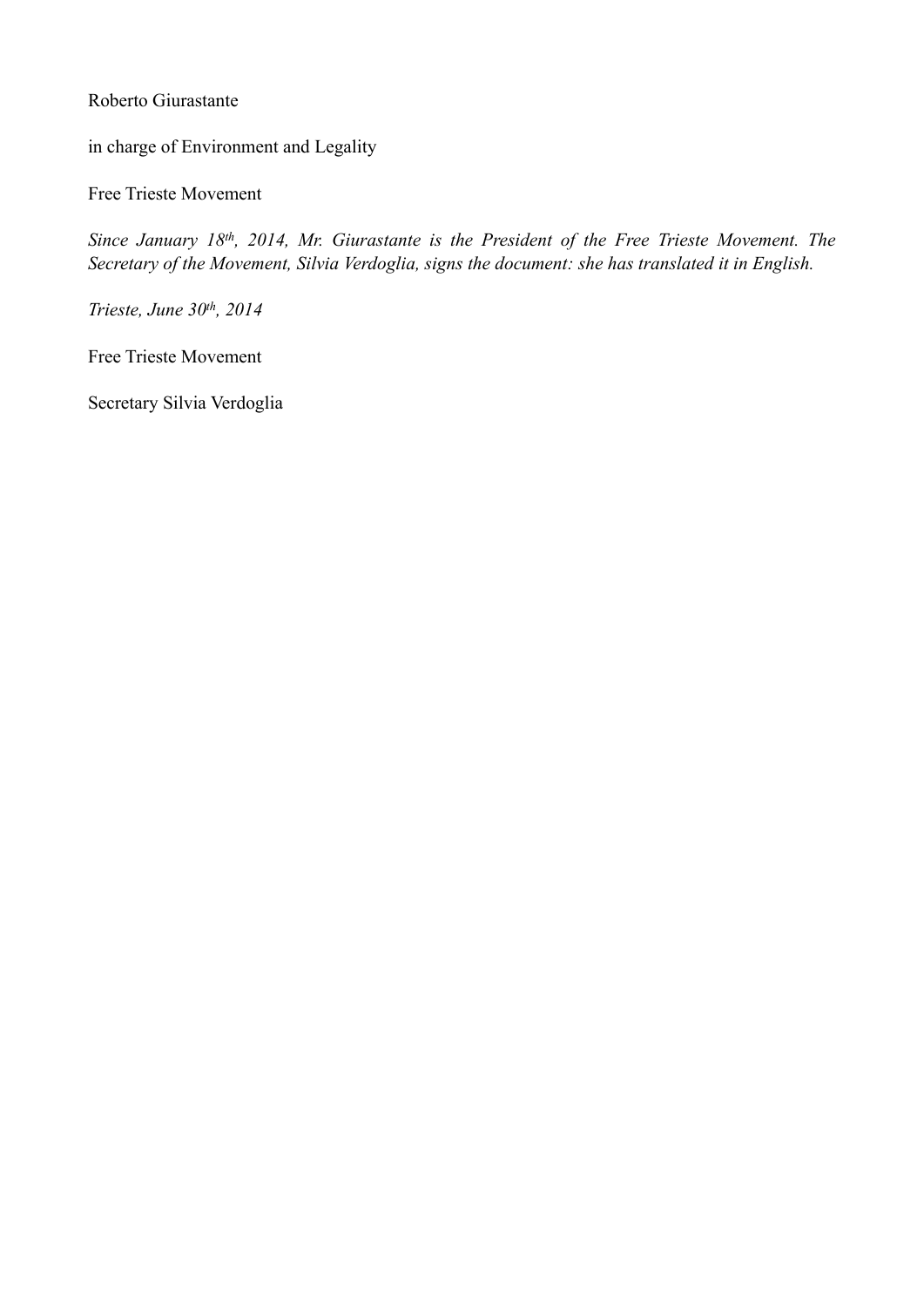Roberto Giurastante

in charge of Environment and Legality

Free Trieste Movement

*Since January 18th, 2014, Mr. Giurastante is the President of the Free Trieste Movement. The Secretary of the Movement, Silvia Verdoglia, signs the document: she has translated it in English.*

*Trieste, June 30th, 2014*

Free Trieste Movement

Secretary Silvia Verdoglia